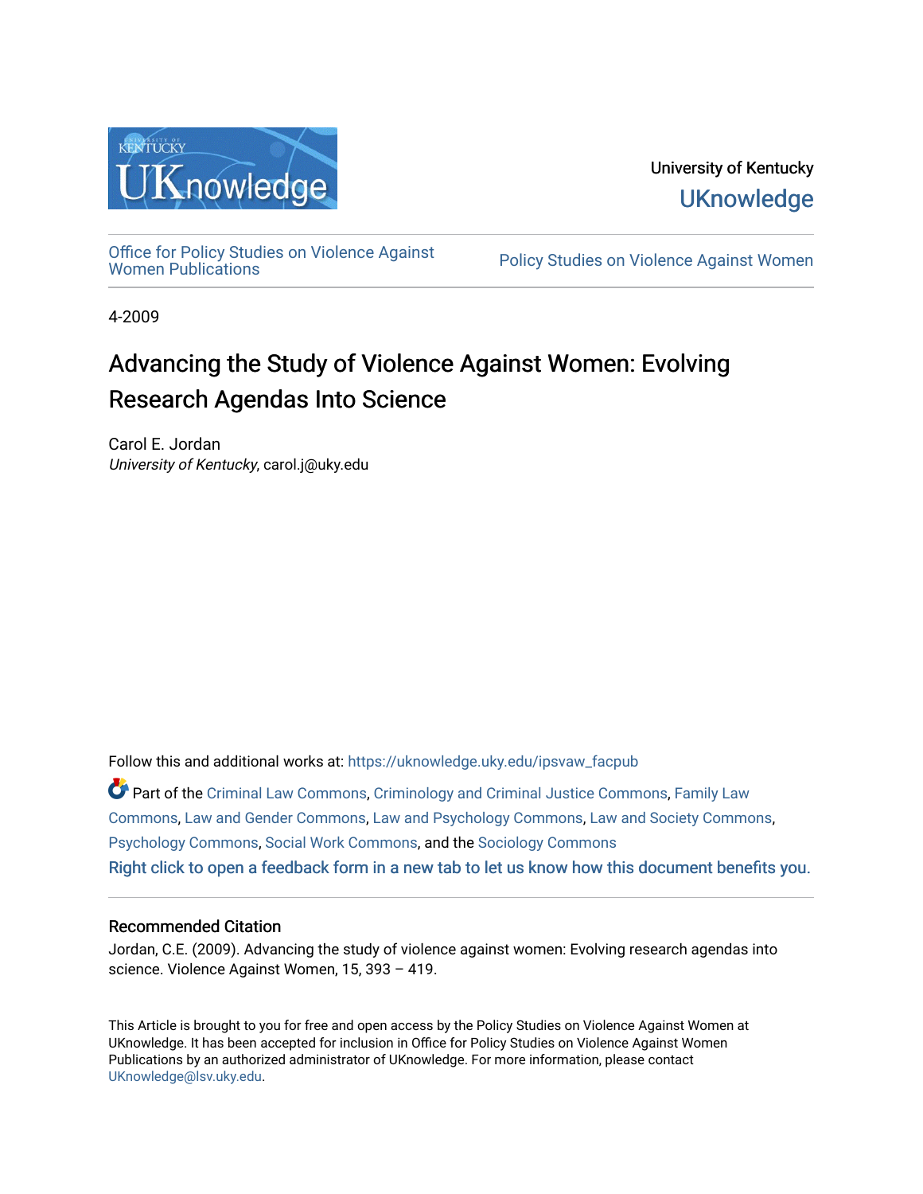University of Kentucky
UKnowledge

Office for Policy Studies on Violence Against Women Publications | Policy Studies on Violence Against Women

4-2009

# Advancing the Study of Violence Against Women: Evolving Research Agendas Into Science

Carol E. Jordan
*University of Kentucky*, carol.j@uky.edu

Follow this and additional works at: https://uknowledge.uky.edu/ipsvaw_facpub

Part of the Criminal Law Commons, Criminology and Criminal Justice Commons, Family Law Commons, Law and Gender Commons, Law and Psychology Commons, Law and Society Commons, Psychology Commons, Social Work Commons, and the Sociology Commons

Right click to open a feedback form in a new tab to let us know how this document benefits you.

### Recommended Citation

Jordan, C.E. (2009). Advancing the study of violence against women: Evolving research agendas into science. Violence Against Women, 15, 393 – 419.

This Article is brought to you for free and open access by the Policy Studies on Violence Against Women at UKnowledge. It has been accepted for inclusion in Office for Policy Studies on Violence Against Women Publications by an authorized administrator of UKnowledge. For more information, please contact UKnowledge@lsv.uky.edu.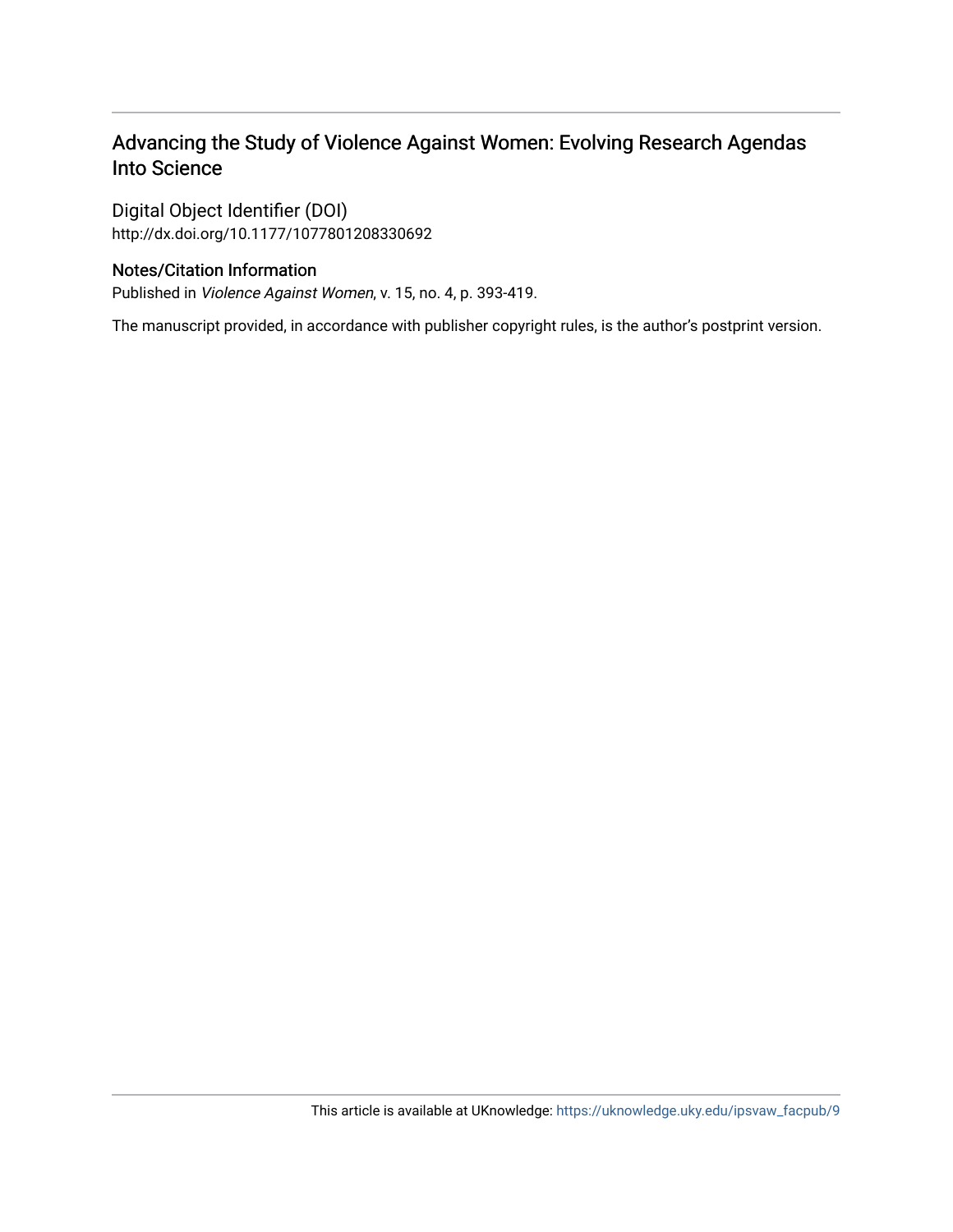# Advancing the Study of Violence Against Women: Evolving Research Agendas Into Science

## Digital Object Identifier (DOI)

http://dx.doi.org/10.1177/1077801208330692

### Notes/Citation Information

Published in *Violence Against Women*, v. 15, no. 4, p. 393-419.

The manuscript provided, in accordance with publisher copyright rules, is the author's postprint version.

This article is available at UKnowledge: https://uknowledge.uky.edu/ipsvaw_facpub/9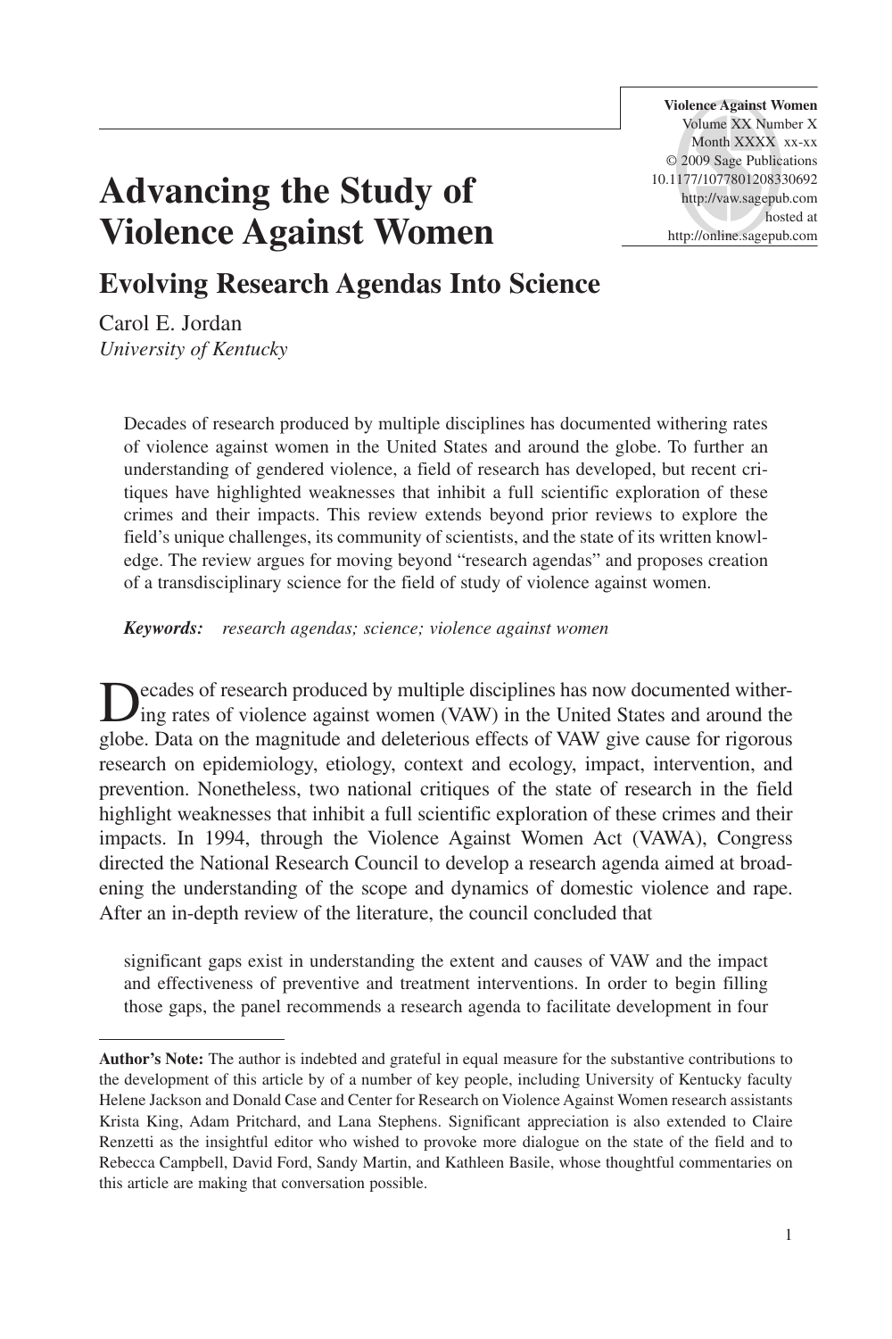# Advancing the Study of Violence Against Women

## Evolving Research Agendas Into Science

Carol E. Jordan
*University of Kentucky*

Decades of research produced by multiple disciplines has documented withering rates of violence against women in the United States and around the globe. To further an understanding of gendered violence, a field of research has developed, but recent critiques have highlighted weaknesses that inhibit a full scientific exploration of these crimes and their impacts. This review extends beyond prior reviews to explore the field's unique challenges, its community of scientists, and the state of its written knowledge. The review argues for moving beyond "research agendas" and proposes creation of a transdisciplinary science for the field of study of violence against women.

***Keywords:*** *research agendas; science; violence against women*

Decades of research produced by multiple disciplines has now documented withering rates of violence against women (VAW) in the United States and around the globe. Data on the magnitude and deleterious effects of VAW give cause for rigorous research on epidemiology, etiology, context and ecology, impact, intervention, and prevention. Nonetheless, two national critiques of the state of research in the field highlight weaknesses that inhibit a full scientific exploration of these crimes and their impacts. In 1994, through the Violence Against Women Act (VAWA), Congress directed the National Research Council to develop a research agenda aimed at broadening the understanding of the scope and dynamics of domestic violence and rape. After an in-depth review of the literature, the council concluded that

> significant gaps exist in understanding the extent and causes of VAW and the impact and effectiveness of preventive and treatment interventions. In order to begin filling those gaps, the panel recommends a research agenda to facilitate development in four

**Author's Note:** The author is indebted and grateful in equal measure for the substantive contributions to the development of this article by of a number of key people, including University of Kentucky faculty Helene Jackson and Donald Case and Center for Research on Violence Against Women research assistants Krista King, Adam Pritchard, and Lana Stephens. Significant appreciation is also extended to Claire Renzetti as the insightful editor who wished to provoke more dialogue on the state of the field and to Rebecca Campbell, David Ford, Sandy Martin, and Kathleen Basile, whose thoughtful commentaries on this article are making that conversation possible.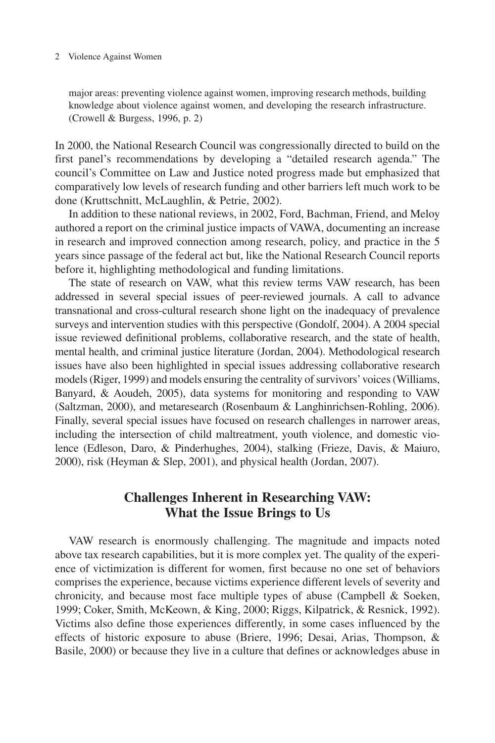> major areas: preventing violence against women, improving research methods, building knowledge about violence against women, and developing the research infrastructure. (Crowell & Burgess, 1996, p. 2)

In 2000, the National Research Council was congressionally directed to build on the first panel's recommendations by developing a "detailed research agenda." The council's Committee on Law and Justice noted progress made but emphasized that comparatively low levels of research funding and other barriers left much work to be done (Kruttschnitt, McLaughlin, & Petrie, 2002).

In addition to these national reviews, in 2002, Ford, Bachman, Friend, and Meloy authored a report on the criminal justice impacts of VAWA, documenting an increase in research and improved connection among research, policy, and practice in the 5 years since passage of the federal act but, like the National Research Council reports before it, highlighting methodological and funding limitations.

The state of research on VAW, what this review terms VAW research, has been addressed in several special issues of peer-reviewed journals. A call to advance transnational and cross-cultural research shone light on the inadequacy of prevalence surveys and intervention studies with this perspective (Gondolf, 2004). A 2004 special issue reviewed definitional problems, collaborative research, and the state of health, mental health, and criminal justice literature (Jordan, 2004). Methodological research issues have also been highlighted in special issues addressing collaborative research models (Riger, 1999) and models ensuring the centrality of survivors' voices (Williams, Banyard, & Aoudeh, 2005), data systems for monitoring and responding to VAW (Saltzman, 2000), and metaresearch (Rosenbaum & Langhinrichsen-Rohling, 2006). Finally, several special issues have focused on research challenges in narrower areas, including the intersection of child maltreatment, youth violence, and domestic violence (Edleson, Daro, & Pinderhughes, 2004), stalking (Frieze, Davis, & Maiuro, 2000), risk (Heyman & Slep, 2001), and physical health (Jordan, 2007).

## Challenges Inherent in Researching VAW: What the Issue Brings to Us

VAW research is enormously challenging. The magnitude and impacts noted above tax research capabilities, but it is more complex yet. The quality of the experience of victimization is different for women, first because no one set of behaviors comprises the experience, because victims experience different levels of severity and chronicity, and because most face multiple types of abuse (Campbell & Soeken, 1999; Coker, Smith, McKeown, & King, 2000; Riggs, Kilpatrick, & Resnick, 1992). Victims also define those experiences differently, in some cases influenced by the effects of historic exposure to abuse (Briere, 1996; Desai, Arias, Thompson, & Basile, 2000) or because they live in a culture that defines or acknowledges abuse in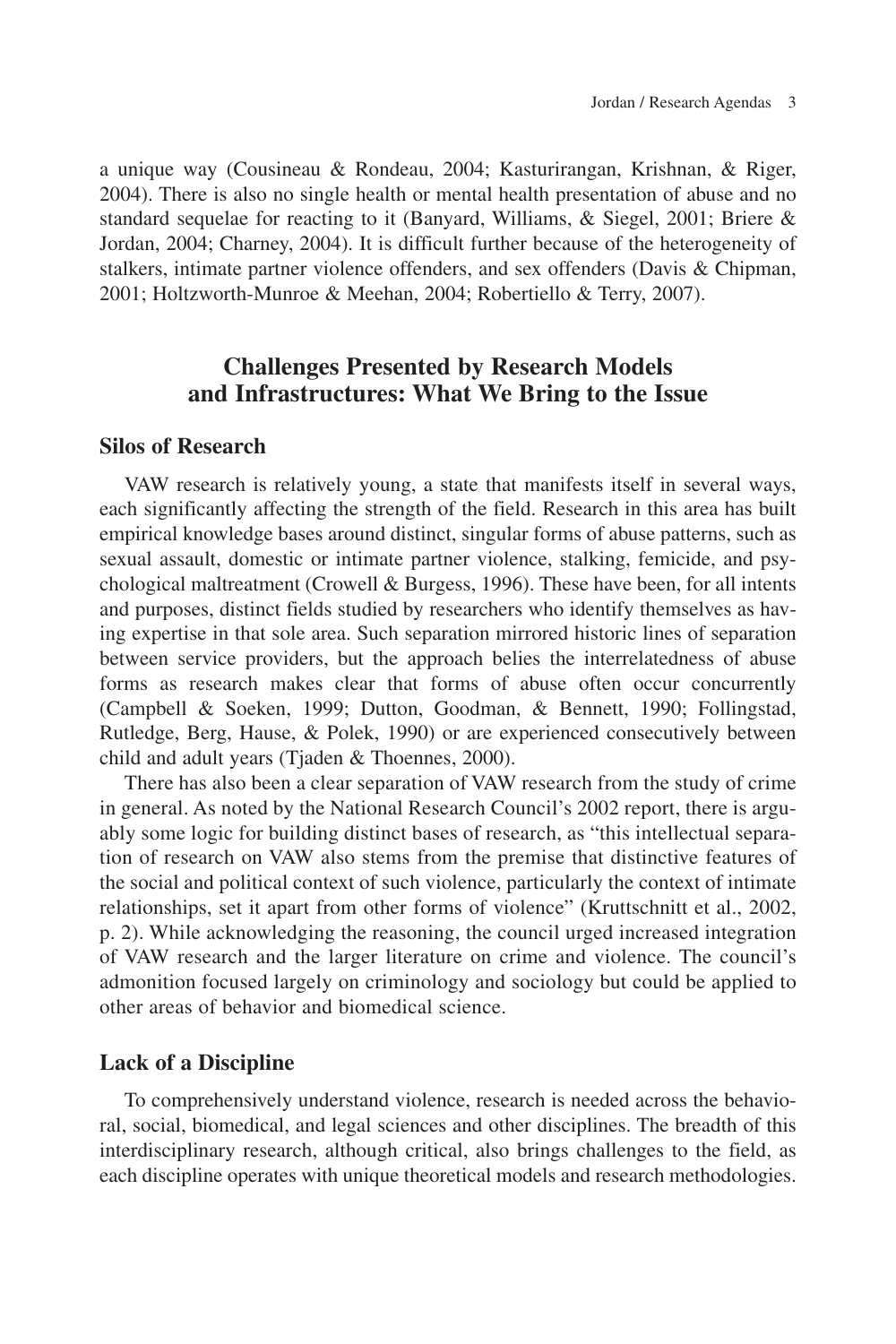a unique way (Cousineau & Rondeau, 2004; Kasturirangan, Krishnan, & Riger, 2004). There is also no single health or mental health presentation of abuse and no standard sequelae for reacting to it (Banyard, Williams, & Siegel, 2001; Briere & Jordan, 2004; Charney, 2004). It is difficult further because of the heterogeneity of stalkers, intimate partner violence offenders, and sex offenders (Davis & Chipman, 2001; Holtzworth-Munroe & Meehan, 2004; Robertiello & Terry, 2007).

## Challenges Presented by Research Models and Infrastructures: What We Bring to the Issue

### Silos of Research

VAW research is relatively young, a state that manifests itself in several ways, each significantly affecting the strength of the field. Research in this area has built empirical knowledge bases around distinct, singular forms of abuse patterns, such as sexual assault, domestic or intimate partner violence, stalking, femicide, and psychological maltreatment (Crowell & Burgess, 1996). These have been, for all intents and purposes, distinct fields studied by researchers who identify themselves as having expertise in that sole area. Such separation mirrored historic lines of separation between service providers, but the approach belies the interrelatedness of abuse forms as research makes clear that forms of abuse often occur concurrently (Campbell & Soeken, 1999; Dutton, Goodman, & Bennett, 1990; Follingstad, Rutledge, Berg, Hause, & Polek, 1990) or are experienced consecutively between child and adult years (Tjaden & Thoennes, 2000).

There has also been a clear separation of VAW research from the study of crime in general. As noted by the National Research Council's 2002 report, there is arguably some logic for building distinct bases of research, as "this intellectual separation of research on VAW also stems from the premise that distinctive features of the social and political context of such violence, particularly the context of intimate relationships, set it apart from other forms of violence" (Kruttschnitt et al., 2002, p. 2). While acknowledging the reasoning, the council urged increased integration of VAW research and the larger literature on crime and violence. The council's admonition focused largely on criminology and sociology but could be applied to other areas of behavior and biomedical science.

### Lack of a Discipline

To comprehensively understand violence, research is needed across the behavioral, social, biomedical, and legal sciences and other disciplines. The breadth of this interdisciplinary research, although critical, also brings challenges to the field, as each discipline operates with unique theoretical models and research methodologies.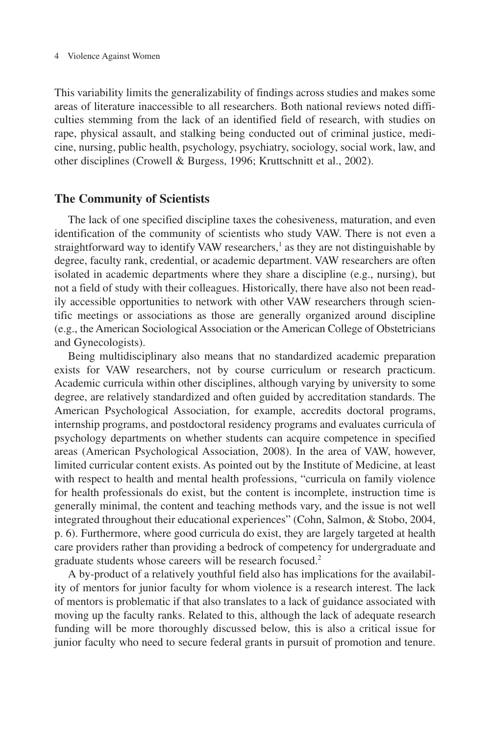This variability limits the generalizability of findings across studies and makes some areas of literature inaccessible to all researchers. Both national reviews noted difficulties stemming from the lack of an identified field of research, with studies on rape, physical assault, and stalking being conducted out of criminal justice, medicine, nursing, public health, psychology, psychiatry, sociology, social work, law, and other disciplines (Crowell & Burgess, 1996; Kruttschnitt et al., 2002).

## The Community of Scientists

The lack of one specified discipline taxes the cohesiveness, maturation, and even identification of the community of scientists who study VAW. There is not even a straightforward way to identify VAW researchers,[1] as they are not distinguishable by degree, faculty rank, credential, or academic department. VAW researchers are often isolated in academic departments where they share a discipline (e.g., nursing), but not a field of study with their colleagues. Historically, there have also not been readily accessible opportunities to network with other VAW researchers through scientific meetings or associations as those are generally organized around discipline (e.g., the American Sociological Association or the American College of Obstetricians and Gynecologists).

Being multidisciplinary also means that no standardized academic preparation exists for VAW researchers, not by course curriculum or research practicum. Academic curricula within other disciplines, although varying by university to some degree, are relatively standardized and often guided by accreditation standards. The American Psychological Association, for example, accredits doctoral programs, internship programs, and postdoctoral residency programs and evaluates curricula of psychology departments on whether students can acquire competence in specified areas (American Psychological Association, 2008). In the area of VAW, however, limited curricular content exists. As pointed out by the Institute of Medicine, at least with respect to health and mental health professions, "curricula on family violence for health professionals do exist, but the content is incomplete, instruction time is generally minimal, the content and teaching methods vary, and the issue is not well integrated throughout their educational experiences" (Cohn, Salmon, & Stobo, 2004, p. 6). Furthermore, where good curricula do exist, they are largely targeted at health care providers rather than providing a bedrock of competency for undergraduate and graduate students whose careers will be research focused.[2]

A by-product of a relatively youthful field also has implications for the availability of mentors for junior faculty for whom violence is a research interest. The lack of mentors is problematic if that also translates to a lack of guidance associated with moving up the faculty ranks. Related to this, although the lack of adequate research funding will be more thoroughly discussed below, this is also a critical issue for junior faculty who need to secure federal grants in pursuit of promotion and tenure.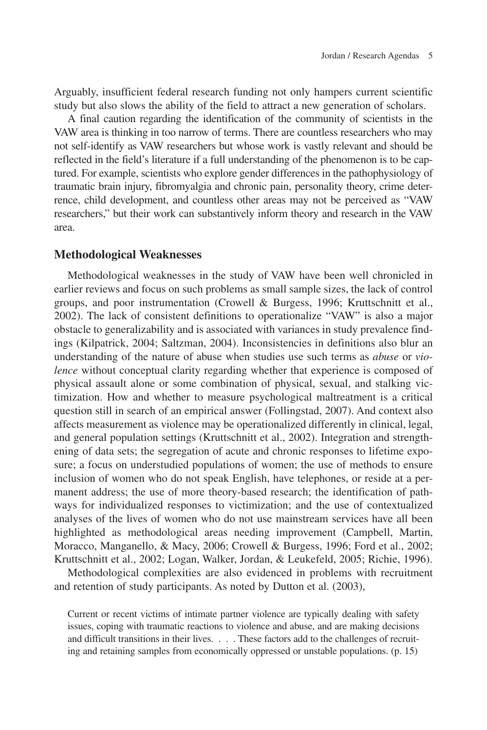Arguably, insufficient federal research funding not only hampers current scientific study but also slows the ability of the field to attract a new generation of scholars.

A final caution regarding the identification of the community of scientists in the VAW area is thinking in too narrow of terms. There are countless researchers who may not self-identify as VAW researchers but whose work is vastly relevant and should be reflected in the field's literature if a full understanding of the phenomenon is to be captured. For example, scientists who explore gender differences in the pathophysiology of traumatic brain injury, fibromyalgia and chronic pain, personality theory, crime deterrence, child development, and countless other areas may not be perceived as "VAW researchers," but their work can substantively inform theory and research in the VAW area.

## Methodological Weaknesses

Methodological weaknesses in the study of VAW have been well chronicled in earlier reviews and focus on such problems as small sample sizes, the lack of control groups, and poor instrumentation (Crowell & Burgess, 1996; Kruttschnitt et al., 2002). The lack of consistent definitions to operationalize "VAW" is also a major obstacle to generalizability and is associated with variances in study prevalence findings (Kilpatrick, 2004; Saltzman, 2004). Inconsistencies in definitions also blur an understanding of the nature of abuse when studies use such terms as *abuse* or *violence* without conceptual clarity regarding whether that experience is composed of physical assault alone or some combination of physical, sexual, and stalking victimization. How and whether to measure psychological maltreatment is a critical question still in search of an empirical answer (Follingstad, 2007). And context also affects measurement as violence may be operationalized differently in clinical, legal, and general population settings (Kruttschnitt et al., 2002). Integration and strengthening of data sets; the segregation of acute and chronic responses to lifetime exposure; a focus on understudied populations of women; the use of methods to ensure inclusion of women who do not speak English, have telephones, or reside at a permanent address; the use of more theory-based research; the identification of pathways for individualized responses to victimization; and the use of contextualized analyses of the lives of women who do not use mainstream services have all been highlighted as methodological areas needing improvement (Campbell, Martin, Moracco, Manganello, & Macy, 2006; Crowell & Burgess, 1996; Ford et al., 2002; Kruttschnitt et al., 2002; Logan, Walker, Jordan, & Leukefeld, 2005; Richie, 1996).

Methodological complexities are also evidenced in problems with recruitment and retention of study participants. As noted by Dutton et al. (2003),

> Current or recent victims of intimate partner violence are typically dealing with safety issues, coping with traumatic reactions to violence and abuse, and are making decisions and difficult transitions in their lives. . . . These factors add to the challenges of recruiting and retaining samples from economically oppressed or unstable populations. (p. 15)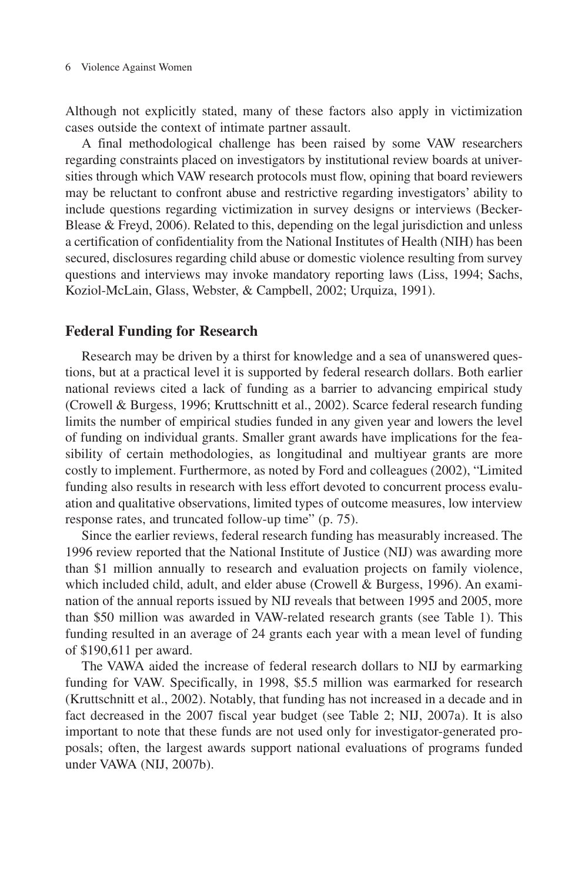Although not explicitly stated, many of these factors also apply in victimization cases outside the context of intimate partner assault.

A final methodological challenge has been raised by some VAW researchers regarding constraints placed on investigators by institutional review boards at universities through which VAW research protocols must flow, opining that board reviewers may be reluctant to confront abuse and restrictive regarding investigators' ability to include questions regarding victimization in survey designs or interviews (Becker-Blease & Freyd, 2006). Related to this, depending on the legal jurisdiction and unless a certification of confidentiality from the National Institutes of Health (NIH) has been secured, disclosures regarding child abuse or domestic violence resulting from survey questions and interviews may invoke mandatory reporting laws (Liss, 1994; Sachs, Koziol-McLain, Glass, Webster, & Campbell, 2002; Urquiza, 1991).

## Federal Funding for Research

Research may be driven by a thirst for knowledge and a sea of unanswered questions, but at a practical level it is supported by federal research dollars. Both earlier national reviews cited a lack of funding as a barrier to advancing empirical study (Crowell & Burgess, 1996; Kruttschnitt et al., 2002). Scarce federal research funding limits the number of empirical studies funded in any given year and lowers the level of funding on individual grants. Smaller grant awards have implications for the feasibility of certain methodologies, as longitudinal and multiyear grants are more costly to implement. Furthermore, as noted by Ford and colleagues (2002), "Limited funding also results in research with less effort devoted to concurrent process evaluation and qualitative observations, limited types of outcome measures, low interview response rates, and truncated follow-up time" (p. 75).

Since the earlier reviews, federal research funding has measurably increased. The 1996 review reported that the National Institute of Justice (NIJ) was awarding more than $1 million annually to research and evaluation projects on family violence, which included child, adult, and elder abuse (Crowell & Burgess, 1996). An examination of the annual reports issued by NIJ reveals that between 1995 and 2005, more than $50 million was awarded in VAW-related research grants (see Table 1). This funding resulted in an average of 24 grants each year with a mean level of funding of $190,611 per award.

The VAWA aided the increase of federal research dollars to NIJ by earmarking funding for VAW. Specifically, in 1998, $5.5 million was earmarked for research (Kruttschnitt et al., 2002). Notably, that funding has not increased in a decade and in fact decreased in the 2007 fiscal year budget (see Table 2; NIJ, 2007a). It is also important to note that these funds are not used only for investigator-generated proposals; often, the largest awards support national evaluations of programs funded under VAWA (NIJ, 2007b).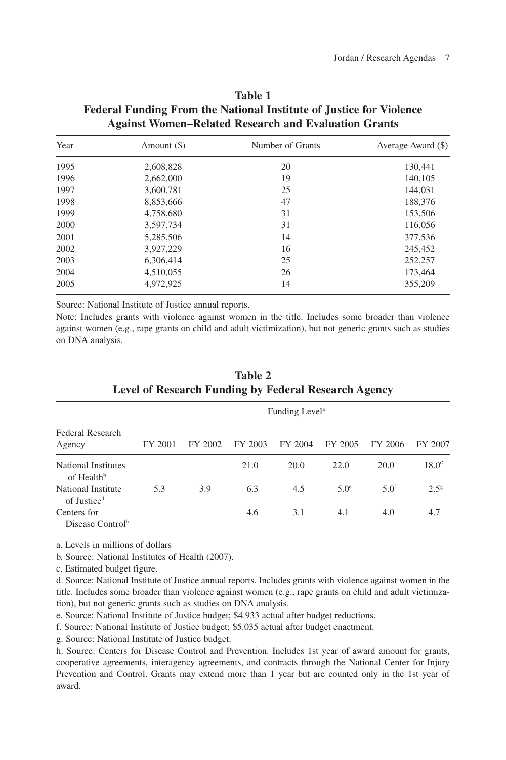**Table 1**
**Federal Funding From the National Institute of Justice for Violence Against Women–Related Research and Evaluation Grants**

| Year | Amount ($) | Number of Grants | Average Award ($) |
|---|---|---|---|
| 1995 | 2,608,828 | 20 | 130,441 |
| 1996 | 2,662,000 | 19 | 140,105 |
| 1997 | 3,600,781 | 25 | 144,031 |
| 1998 | 8,853,666 | 47 | 188,376 |
| 1999 | 4,758,680 | 31 | 153,506 |
| 2000 | 3,597,734 | 31 | 116,056 |
| 2001 | 5,285,506 | 14 | 377,536 |
| 2002 | 3,927,229 | 16 | 245,452 |
| 2003 | 6,306,414 | 25 | 252,257 |
| 2004 | 4,510,055 | 26 | 173,464 |
| 2005 | 4,972,925 | 14 | 355,209 |

Source: National Institute of Justice annual reports.

Note: Includes grants with violence against women in the title. Includes some broader than violence against women (e.g., rape grants on child and adult victimization), but not generic grants such as studies on DNA analysis.

**Table 2**
**Level of Research Funding by Federal Research Agency**

| Federal Research Agency | Funding Level[a] | | | | | | |
|---|---|---|---|---|---|---|---|
| | FY 2001 | FY 2002 | FY 2003 | FY 2004 | FY 2005 | FY 2006 | FY 2007 |
| National Institutes of Health[b] | | | 21.0 | 20.0 | 22.0 | 20.0 | 18.0[c] |
| National Institute of Justice[d] | 5.3 | 3.9 | 6.3 | 4.5 | 5.0[e] | 5.0[f] | 2.5[g] |
| Centers for Disease Control[h] | | | 4.6 | 3.1 | 4.1 | 4.0 | 4.7 |

a. Levels in millions of dollars

b. Source: National Institutes of Health (2007).

c. Estimated budget figure.

d. Source: National Institute of Justice annual reports. Includes grants with violence against women in the title. Includes some broader than violence against women (e.g., rape grants on child and adult victimization), but not generic grants such as studies on DNA analysis.

e. Source: National Institute of Justice budget; $4.933 actual after budget reductions.

f. Source: National Institute of Justice budget; $5.035 actual after budget enactment.

g. Source: National Institute of Justice budget.

h. Source: Centers for Disease Control and Prevention. Includes 1st year of award amount for grants, cooperative agreements, interagency agreements, and contracts through the National Center for Injury Prevention and Control. Grants may extend more than 1 year but are counted only in the 1st year of award.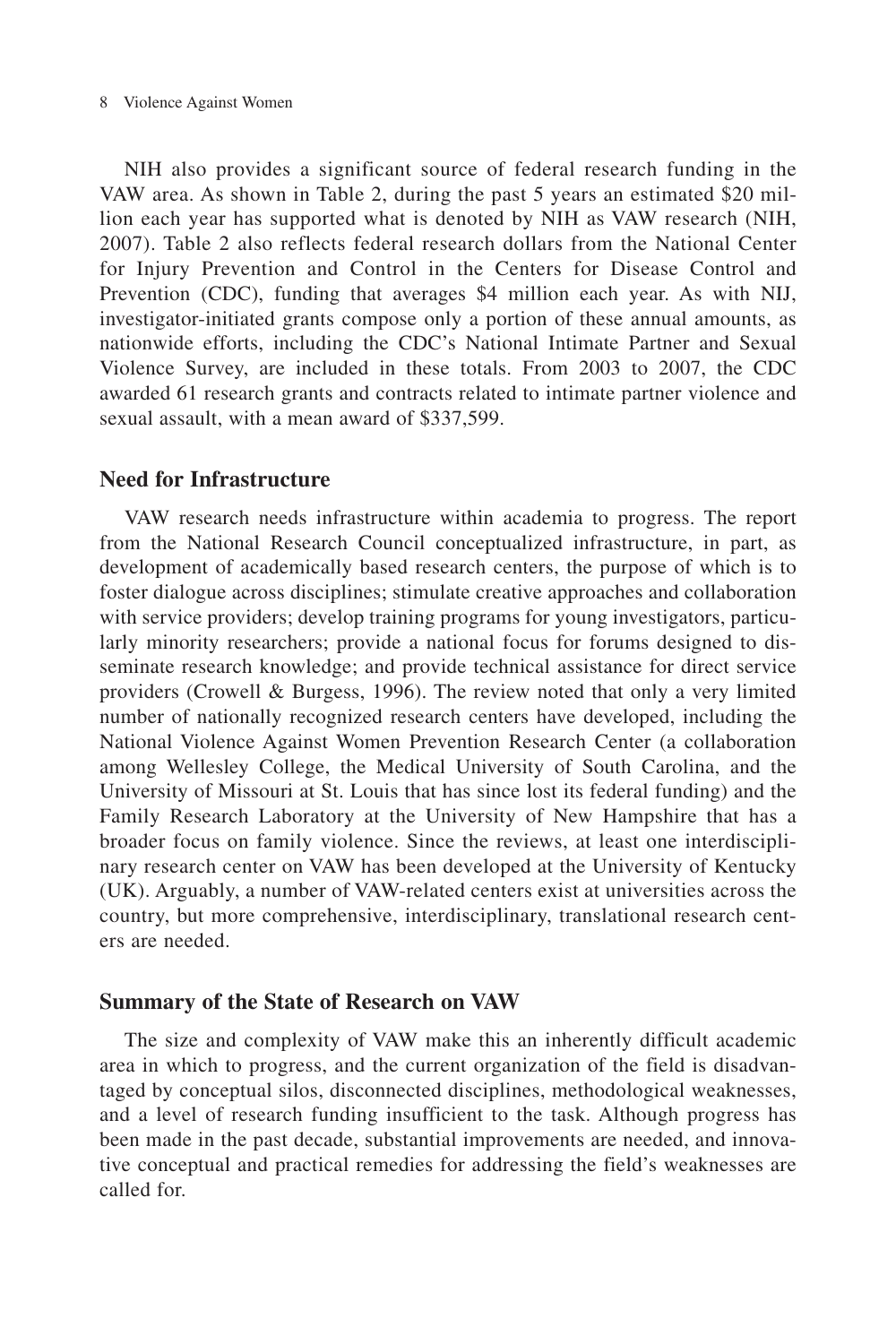NIH also provides a significant source of federal research funding in the VAW area. As shown in Table 2, during the past 5 years an estimated $20 million each year has supported what is denoted by NIH as VAW research (NIH, 2007). Table 2 also reflects federal research dollars from the National Center for Injury Prevention and Control in the Centers for Disease Control and Prevention (CDC), funding that averages $4 million each year. As with NIJ, investigator-initiated grants compose only a portion of these annual amounts, as nationwide efforts, including the CDC's National Intimate Partner and Sexual Violence Survey, are included in these totals. From 2003 to 2007, the CDC awarded 61 research grants and contracts related to intimate partner violence and sexual assault, with a mean award of $337,599.

## Need for Infrastructure

VAW research needs infrastructure within academia to progress. The report from the National Research Council conceptualized infrastructure, in part, as development of academically based research centers, the purpose of which is to foster dialogue across disciplines; stimulate creative approaches and collaboration with service providers; develop training programs for young investigators, particularly minority researchers; provide a national focus for forums designed to disseminate research knowledge; and provide technical assistance for direct service providers (Crowell & Burgess, 1996). The review noted that only a very limited number of nationally recognized research centers have developed, including the National Violence Against Women Prevention Research Center (a collaboration among Wellesley College, the Medical University of South Carolina, and the University of Missouri at St. Louis that has since lost its federal funding) and the Family Research Laboratory at the University of New Hampshire that has a broader focus on family violence. Since the reviews, at least one interdisciplinary research center on VAW has been developed at the University of Kentucky (UK). Arguably, a number of VAW-related centers exist at universities across the country, but more comprehensive, interdisciplinary, translational research centers are needed.

## Summary of the State of Research on VAW

The size and complexity of VAW make this an inherently difficult academic area in which to progress, and the current organization of the field is disadvantaged by conceptual silos, disconnected disciplines, methodological weaknesses, and a level of research funding insufficient to the task. Although progress has been made in the past decade, substantial improvements are needed, and innovative conceptual and practical remedies for addressing the field's weaknesses are called for.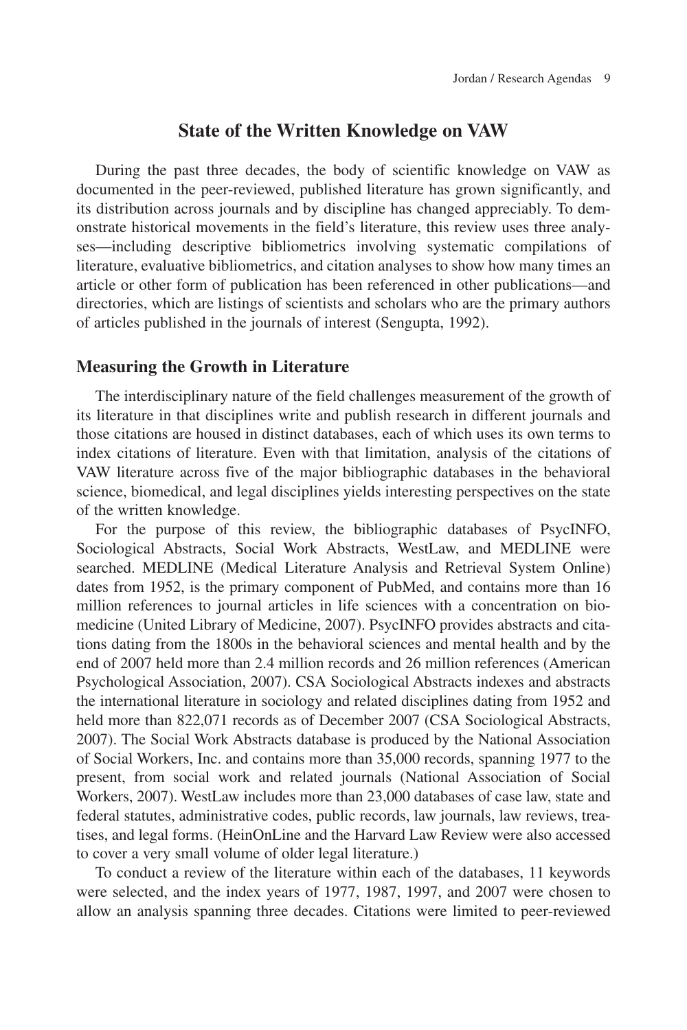## State of the Written Knowledge on VAW

During the past three decades, the body of scientific knowledge on VAW as documented in the peer-reviewed, published literature has grown significantly, and its distribution across journals and by discipline has changed appreciably. To demonstrate historical movements in the field's literature, this review uses three analyses—including descriptive bibliometrics involving systematic compilations of literature, evaluative bibliometrics, and citation analyses to show how many times an article or other form of publication has been referenced in other publications—and directories, which are listings of scientists and scholars who are the primary authors of articles published in the journals of interest (Sengupta, 1992).

### Measuring the Growth in Literature

The interdisciplinary nature of the field challenges measurement of the growth of its literature in that disciplines write and publish research in different journals and those citations are housed in distinct databases, each of which uses its own terms to index citations of literature. Even with that limitation, analysis of the citations of VAW literature across five of the major bibliographic databases in the behavioral science, biomedical, and legal disciplines yields interesting perspectives on the state of the written knowledge.

For the purpose of this review, the bibliographic databases of PsycINFO, Sociological Abstracts, Social Work Abstracts, WestLaw, and MEDLINE were searched. MEDLINE (Medical Literature Analysis and Retrieval System Online) dates from 1952, is the primary component of PubMed, and contains more than 16 million references to journal articles in life sciences with a concentration on biomedicine (United Library of Medicine, 2007). PsycINFO provides abstracts and citations dating from the 1800s in the behavioral sciences and mental health and by the end of 2007 held more than 2.4 million records and 26 million references (American Psychological Association, 2007). CSA Sociological Abstracts indexes and abstracts the international literature in sociology and related disciplines dating from 1952 and held more than 822,071 records as of December 2007 (CSA Sociological Abstracts, 2007). The Social Work Abstracts database is produced by the National Association of Social Workers, Inc. and contains more than 35,000 records, spanning 1977 to the present, from social work and related journals (National Association of Social Workers, 2007). WestLaw includes more than 23,000 databases of case law, state and federal statutes, administrative codes, public records, law journals, law reviews, treatises, and legal forms. (HeinOnLine and the Harvard Law Review were also accessed to cover a very small volume of older legal literature.)

To conduct a review of the literature within each of the databases, 11 keywords were selected, and the index years of 1977, 1987, 1997, and 2007 were chosen to allow an analysis spanning three decades. Citations were limited to peer-reviewed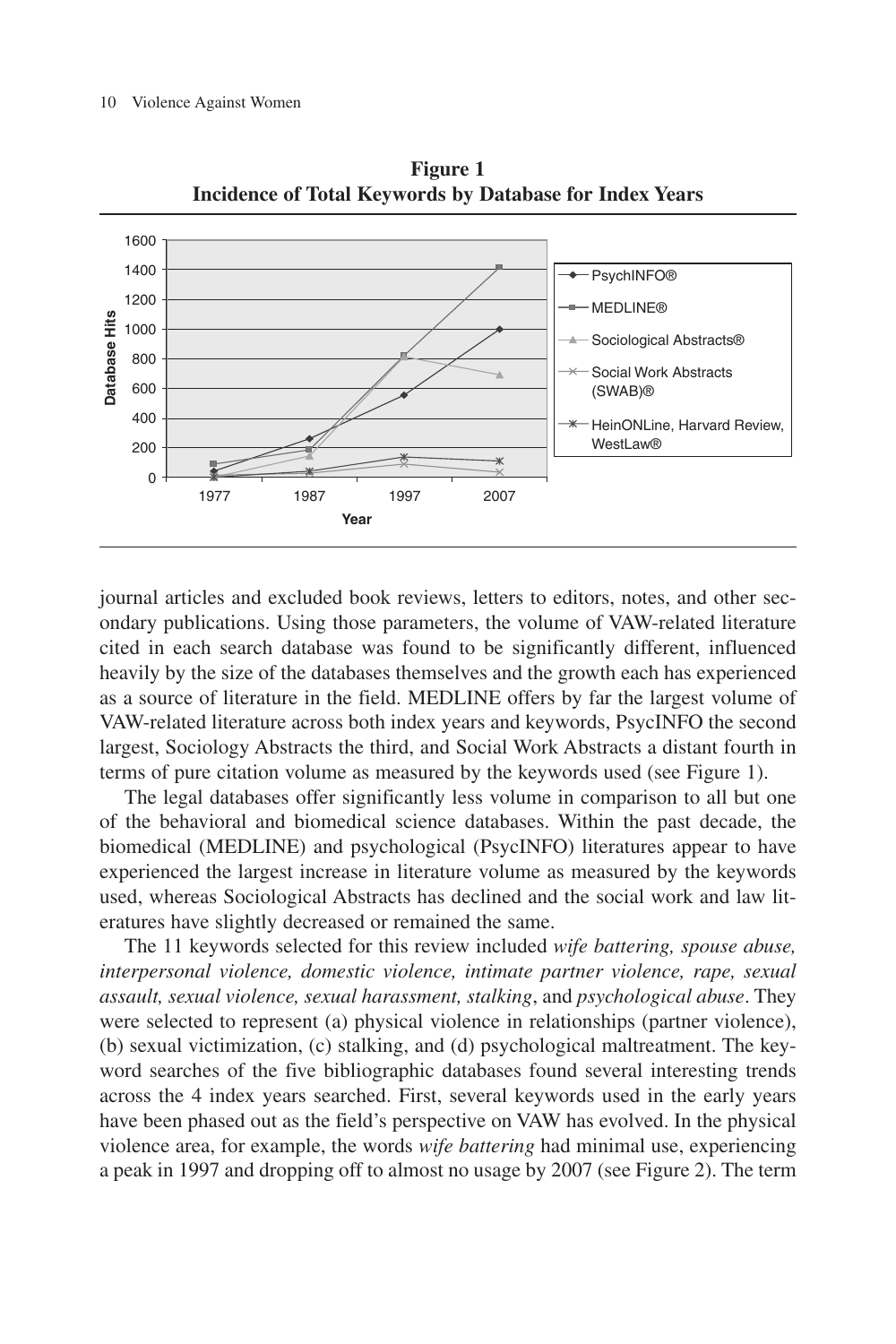**Figure 1**
**Incidence of Total Keywords by Database for Index Years**

journal articles and excluded book reviews, letters to editors, notes, and other secondary publications. Using those parameters, the volume of VAW-related literature cited in each search database was found to be significantly different, influenced heavily by the size of the databases themselves and the growth each has experienced as a source of literature in the field. MEDLINE offers by far the largest volume of VAW-related literature across both index years and keywords, PsycINFO the second largest, Sociology Abstracts the third, and Social Work Abstracts a distant fourth in terms of pure citation volume as measured by the keywords used (see Figure 1).

The legal databases offer significantly less volume in comparison to all but one of the behavioral and biomedical science databases. Within the past decade, the biomedical (MEDLINE) and psychological (PsycINFO) literatures appear to have experienced the largest increase in literature volume as measured by the keywords used, whereas Sociological Abstracts has declined and the social work and law literatures have slightly decreased or remained the same.

The 11 keywords selected for this review included *wife battering, spouse abuse, interpersonal violence, domestic violence, intimate partner violence, rape, sexual assault, sexual violence, sexual harassment, stalking*, and *psychological abuse*. They were selected to represent (a) physical violence in relationships (partner violence), (b) sexual victimization, (c) stalking, and (d) psychological maltreatment. The keyword searches of the five bibliographic databases found several interesting trends across the 4 index years searched. First, several keywords used in the early years have been phased out as the field's perspective on VAW has evolved. In the physical violence area, for example, the words *wife battering* had minimal use, experiencing a peak in 1997 and dropping off to almost no usage by 2007 (see Figure 2). The term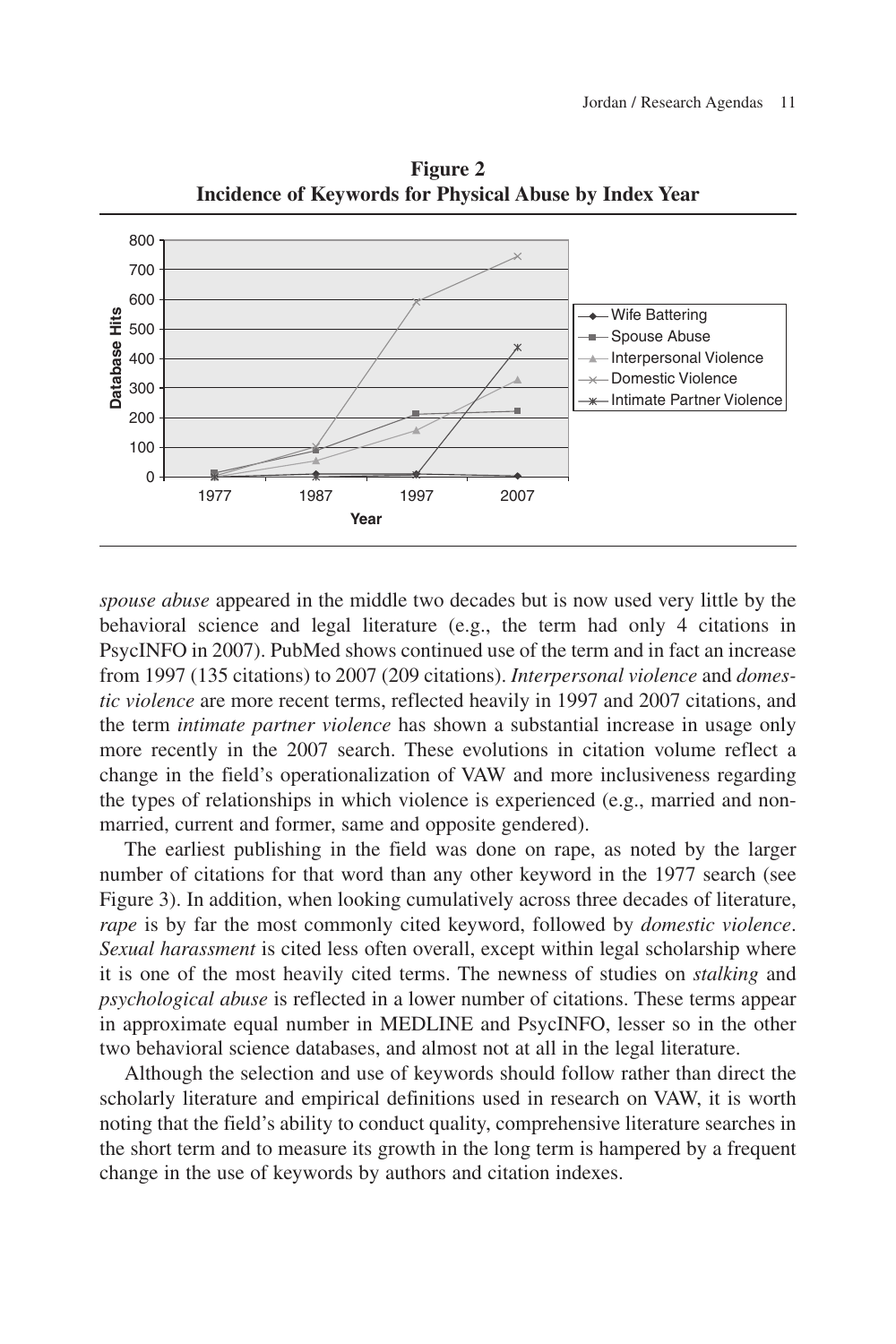**Figure 2**
**Incidence of Keywords for Physical Abuse by Index Year**

*spouse abuse* appeared in the middle two decades but is now used very little by the behavioral science and legal literature (e.g., the term had only 4 citations in PsycINFO in 2007). PubMed shows continued use of the term and in fact an increase from 1997 (135 citations) to 2007 (209 citations). *Interpersonal violence* and *domestic violence* are more recent terms, reflected heavily in 1997 and 2007 citations, and the term *intimate partner violence* has shown a substantial increase in usage only more recently in the 2007 search. These evolutions in citation volume reflect a change in the field's operationalization of VAW and more inclusiveness regarding the types of relationships in which violence is experienced (e.g., married and nonmarried, current and former, same and opposite gendered).

The earliest publishing in the field was done on rape, as noted by the larger number of citations for that word than any other keyword in the 1977 search (see Figure 3). In addition, when looking cumulatively across three decades of literature, *rape* is by far the most commonly cited keyword, followed by *domestic violence*. *Sexual harassment* is cited less often overall, except within legal scholarship where it is one of the most heavily cited terms. The newness of studies on *stalking* and *psychological abuse* is reflected in a lower number of citations. These terms appear in approximate equal number in MEDLINE and PsycINFO, lesser so in the other two behavioral science databases, and almost not at all in the legal literature.

Although the selection and use of keywords should follow rather than direct the scholarly literature and empirical definitions used in research on VAW, it is worth noting that the field's ability to conduct quality, comprehensive literature searches in the short term and to measure its growth in the long term is hampered by a frequent change in the use of keywords by authors and citation indexes.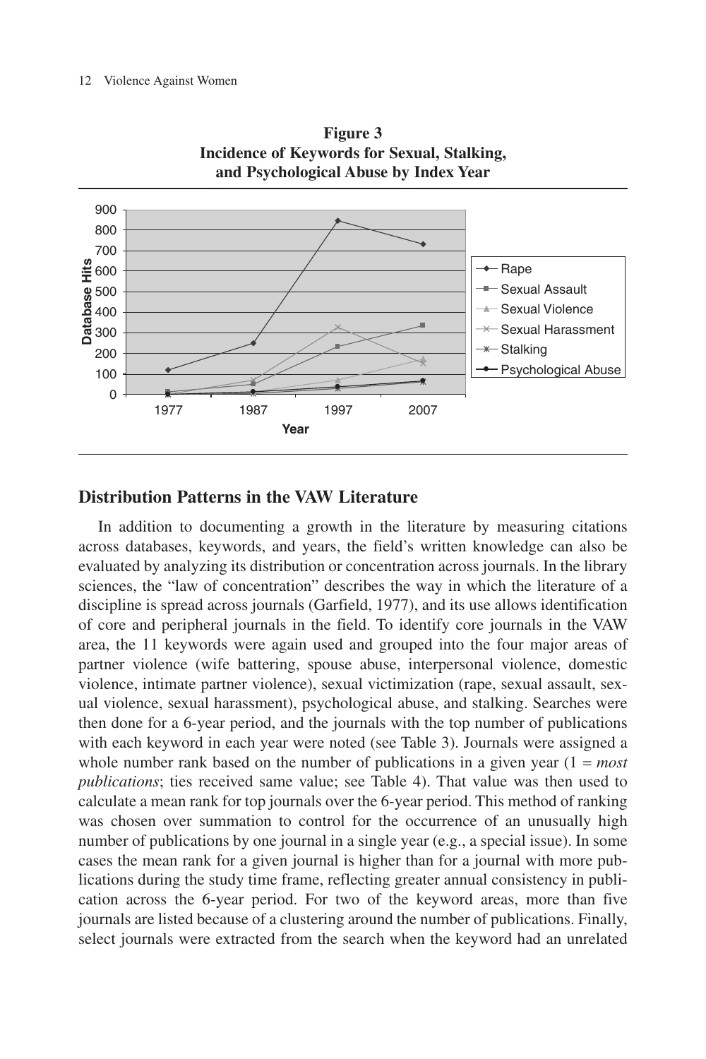**Figure 3**
**Incidence of Keywords for Sexual, Stalking, and Psychological Abuse by Index Year**

## Distribution Patterns in the VAW Literature

In addition to documenting a growth in the literature by measuring citations across databases, keywords, and years, the field's written knowledge can also be evaluated by analyzing its distribution or concentration across journals. In the library sciences, the "law of concentration" describes the way in which the literature of a discipline is spread across journals (Garfield, 1977), and its use allows identification of core and peripheral journals in the field. To identify core journals in the VAW area, the 11 keywords were again used and grouped into the four major areas of partner violence (wife battering, spouse abuse, interpersonal violence, domestic violence, intimate partner violence), sexual victimization (rape, sexual assault, sexual violence, sexual harassment), psychological abuse, and stalking. Searches were then done for a 6-year period, and the journals with the top number of publications with each keyword in each year were noted (see Table 3). Journals were assigned a whole number rank based on the number of publications in a given year (1 = *most publications*; ties received same value; see Table 4). That value was then used to calculate a mean rank for top journals over the 6-year period. This method of ranking was chosen over summation to control for the occurrence of an unusually high number of publications by one journal in a single year (e.g., a special issue). In some cases the mean rank for a given journal is higher than for a journal with more publications during the study time frame, reflecting greater annual consistency in publication across the 6-year period. For two of the keyword areas, more than five journals are listed because of a clustering around the number of publications. Finally, select journals were extracted from the search when the keyword had an unrelated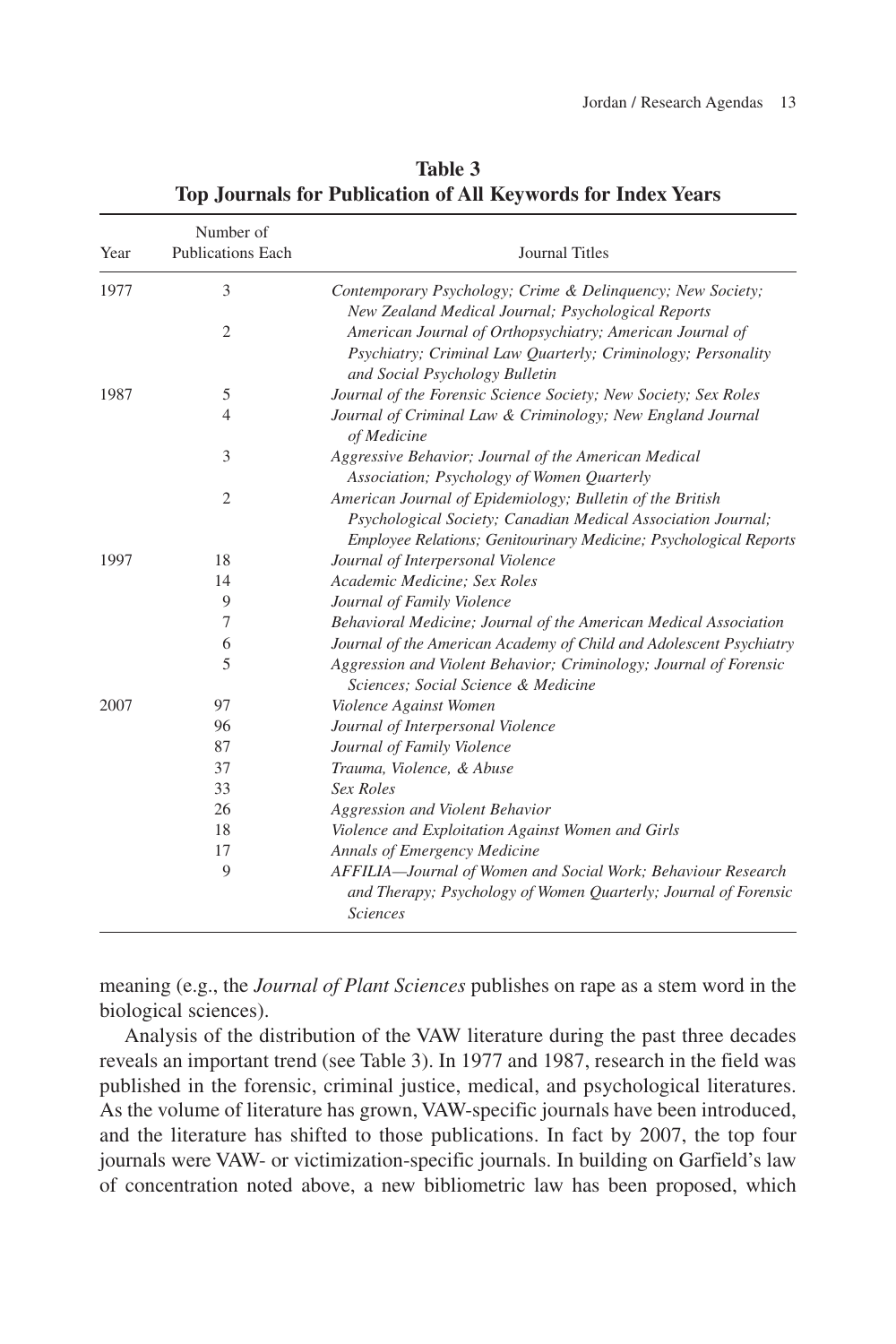**Table 3**
**Top Journals for Publication of All Keywords for Index Years**

| Year | Number of Publications Each | Journal Titles |
|---|---|---|
| 1977 | 3 | *Contemporary Psychology; Crime & Delinquency; New Society; New Zealand Medical Journal; Psychological Reports* |
| | 2 | *American Journal of Orthopsychiatry; American Journal of Psychiatry; Criminal Law Quarterly; Criminology; Personality and Social Psychology Bulletin* |
| 1987 | 5 | *Journal of the Forensic Science Society; New Society; Sex Roles* |
| | 4 | *Journal of Criminal Law & Criminology; New England Journal of Medicine* |
| | 3 | *Aggressive Behavior; Journal of the American Medical Association; Psychology of Women Quarterly* |
| | 2 | *American Journal of Epidemiology; Bulletin of the British Psychological Society; Canadian Medical Association Journal; Employee Relations; Genitourinary Medicine; Psychological Reports* |
| 1997 | 18 | *Journal of Interpersonal Violence* |
| | 14 | *Academic Medicine; Sex Roles* |
| | 9 | *Journal of Family Violence* |
| | 7 | *Behavioral Medicine; Journal of the American Medical Association* |
| | 6 | *Journal of the American Academy of Child and Adolescent Psychiatry* |
| | 5 | *Aggression and Violent Behavior; Criminology; Journal of Forensic Sciences; Social Science & Medicine* |
| 2007 | 97 | *Violence Against Women* |
| | 96 | *Journal of Interpersonal Violence* |
| | 87 | *Journal of Family Violence* |
| | 37 | *Trauma, Violence, & Abuse* |
| | 33 | *Sex Roles* |
| | 26 | *Aggression and Violent Behavior* |
| | 18 | *Violence and Exploitation Against Women and Girls* |
| | 17 | *Annals of Emergency Medicine* |
| | 9 | *AFFILIA—Journal of Women and Social Work; Behaviour Research and Therapy; Psychology of Women Quarterly; Journal of Forensic Sciences* |

meaning (e.g., the *Journal of Plant Sciences* publishes on rape as a stem word in the biological sciences).

Analysis of the distribution of the VAW literature during the past three decades reveals an important trend (see Table 3). In 1977 and 1987, research in the field was published in the forensic, criminal justice, medical, and psychological literatures. As the volume of literature has grown, VAW-specific journals have been introduced, and the literature has shifted to those publications. In fact by 2007, the top four journals were VAW- or victimization-specific journals. In building on Garfield's law of concentration noted above, a new bibliometric law has been proposed, which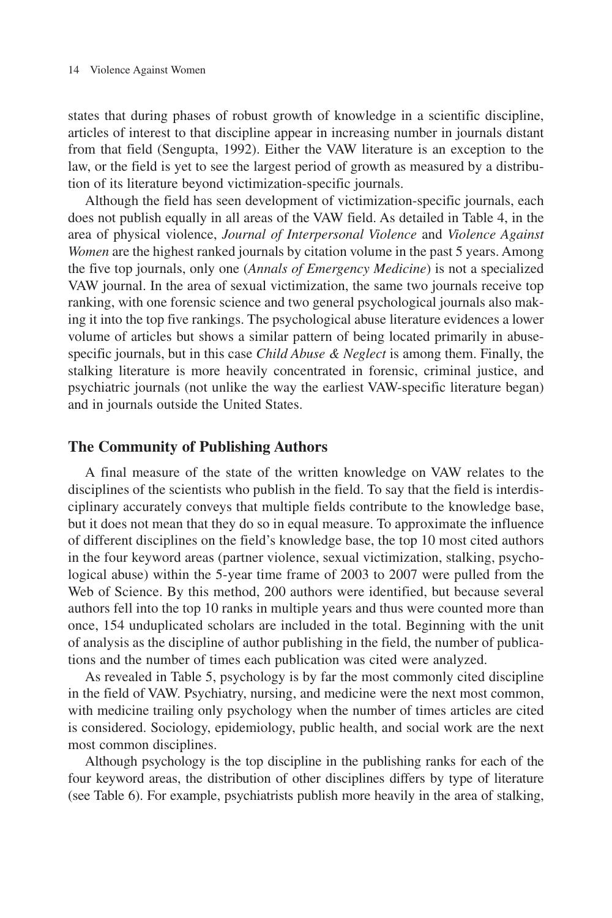states that during phases of robust growth of knowledge in a scientific discipline, articles of interest to that discipline appear in increasing number in journals distant from that field (Sengupta, 1992). Either the VAW literature is an exception to the law, or the field is yet to see the largest period of growth as measured by a distribution of its literature beyond victimization-specific journals.

Although the field has seen development of victimization-specific journals, each does not publish equally in all areas of the VAW field. As detailed in Table 4, in the area of physical violence, *Journal of Interpersonal Violence* and *Violence Against Women* are the highest ranked journals by citation volume in the past 5 years. Among the five top journals, only one (*Annals of Emergency Medicine*) is not a specialized VAW journal. In the area of sexual victimization, the same two journals receive top ranking, with one forensic science and two general psychological journals also making it into the top five rankings. The psychological abuse literature evidences a lower volume of articles but shows a similar pattern of being located primarily in abuse-specific journals, but in this case *Child Abuse & Neglect* is among them. Finally, the stalking literature is more heavily concentrated in forensic, criminal justice, and psychiatric journals (not unlike the way the earliest VAW-specific literature began) and in journals outside the United States.

## The Community of Publishing Authors

A final measure of the state of the written knowledge on VAW relates to the disciplines of the scientists who publish in the field. To say that the field is interdisciplinary accurately conveys that multiple fields contribute to the knowledge base, but it does not mean that they do so in equal measure. To approximate the influence of different disciplines on the field's knowledge base, the top 10 most cited authors in the four keyword areas (partner violence, sexual victimization, stalking, psychological abuse) within the 5-year time frame of 2003 to 2007 were pulled from the Web of Science. By this method, 200 authors were identified, but because several authors fell into the top 10 ranks in multiple years and thus were counted more than once, 154 unduplicated scholars are included in the total. Beginning with the unit of analysis as the discipline of author publishing in the field, the number of publications and the number of times each publication was cited were analyzed.

As revealed in Table 5, psychology is by far the most commonly cited discipline in the field of VAW. Psychiatry, nursing, and medicine were the next most common, with medicine trailing only psychology when the number of times articles are cited is considered. Sociology, epidemiology, public health, and social work are the next most common disciplines.

Although psychology is the top discipline in the publishing ranks for each of the four keyword areas, the distribution of other disciplines differs by type of literature (see Table 6). For example, psychiatrists publish more heavily in the area of stalking,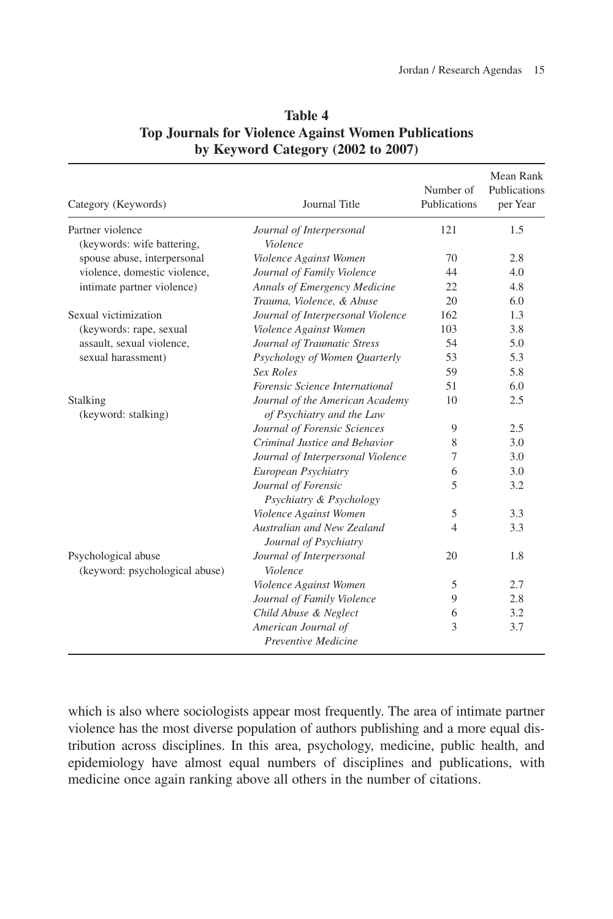**Table 4**
**Top Journals for Violence Against Women Publications by Keyword Category (2002 to 2007)**

| Category (Keywords) | Journal Title | Number of Publications | Mean Rank Publications per Year |
|---|---|---|---|
| Partner violence (keywords: wife battering, spouse abuse, interpersonal violence, domestic violence, intimate partner violence) | *Journal of Interpersonal Violence* | 121 | 1.5 |
| | *Violence Against Women* | 70 | 2.8 |
| | *Journal of Family Violence* | 44 | 4.0 |
| | *Annals of Emergency Medicine* | 22 | 4.8 |
| | *Trauma, Violence, & Abuse* | 20 | 6.0 |
| Sexual victimization (keywords: rape, sexual assault, sexual violence, sexual harassment) | *Journal of Interpersonal Violence* | 162 | 1.3 |
| | *Violence Against Women* | 103 | 3.8 |
| | *Journal of Traumatic Stress* | 54 | 5.0 |
| | *Psychology of Women Quarterly* | 53 | 5.3 |
| | *Sex Roles* | 59 | 5.8 |
| | *Forensic Science International* | 51 | 6.0 |
| Stalking (keyword: stalking) | *Journal of the American Academy of Psychiatry and the Law* | 10 | 2.5 |
| | *Journal of Forensic Sciences* | 9 | 2.5 |
| | *Criminal Justice and Behavior* | 8 | 3.0 |
| | *Journal of Interpersonal Violence* | 7 | 3.0 |
| | *European Psychiatry* | 6 | 3.0 |
| | *Journal of Forensic Psychiatry & Psychology* | 5 | 3.2 |
| | *Violence Against Women* | 5 | 3.3 |
| | *Australian and New Zealand Journal of Psychiatry* | 4 | 3.3 |
| Psychological abuse (keyword: psychological abuse) | *Journal of Interpersonal Violence* | 20 | 1.8 |
| | *Violence Against Women* | 5 | 2.7 |
| | *Journal of Family Violence* | 9 | 2.8 |
| | *Child Abuse & Neglect* | 6 | 3.2 |
| | *American Journal of Preventive Medicine* | 3 | 3.7 |

which is also where sociologists appear most frequently. The area of intimate partner violence has the most diverse population of authors publishing and a more equal distribution across disciplines. In this area, psychology, medicine, public health, and epidemiology have almost equal numbers of disciplines and publications, with medicine once again ranking above all others in the number of citations.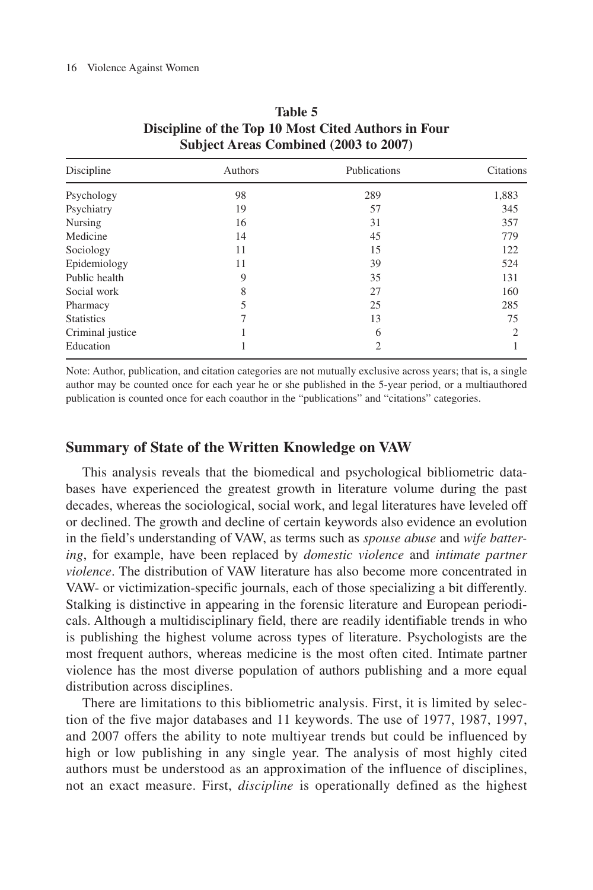**Table 5**
**Discipline of the Top 10 Most Cited Authors in Four Subject Areas Combined (2003 to 2007)**

| Discipline | Authors | Publications | Citations |
|---|---|---|---|
| Psychology | 98 | 289 | 1,883 |
| Psychiatry | 19 | 57 | 345 |
| Nursing | 16 | 31 | 357 |
| Medicine | 14 | 45 | 779 |
| Sociology | 11 | 15 | 122 |
| Epidemiology | 11 | 39 | 524 |
| Public health | 9 | 35 | 131 |
| Social work | 8 | 27 | 160 |
| Pharmacy | 5 | 25 | 285 |
| Statistics | 7 | 13 | 75 |
| Criminal justice | 1 | 6 | 2 |
| Education | 1 | 2 | 1 |

Note: Author, publication, and citation categories are not mutually exclusive across years; that is, a single author may be counted once for each year he or she published in the 5-year period, or a multiauthored publication is counted once for each coauthor in the "publications" and "citations" categories.

## Summary of State of the Written Knowledge on VAW

This analysis reveals that the biomedical and psychological bibliometric databases have experienced the greatest growth in literature volume during the past decades, whereas the sociological, social work, and legal literatures have leveled off or declined. The growth and decline of certain keywords also evidence an evolution in the field's understanding of VAW, as terms such as *spouse abuse* and *wife battering*, for example, have been replaced by *domestic violence* and *intimate partner violence*. The distribution of VAW literature has also become more concentrated in VAW- or victimization-specific journals, each of those specializing a bit differently. Stalking is distinctive in appearing in the forensic literature and European periodicals. Although a multidisciplinary field, there are readily identifiable trends in who is publishing the highest volume across types of literature. Psychologists are the most frequent authors, whereas medicine is the most often cited. Intimate partner violence has the most diverse population of authors publishing and a more equal distribution across disciplines.

There are limitations to this bibliometric analysis. First, it is limited by selection of the five major databases and 11 keywords. The use of 1977, 1987, 1997, and 2007 offers the ability to note multiyear trends but could be influenced by high or low publishing in any single year. The analysis of most highly cited authors must be understood as an approximation of the influence of disciplines, not an exact measure. First, *discipline* is operationally defined as the highest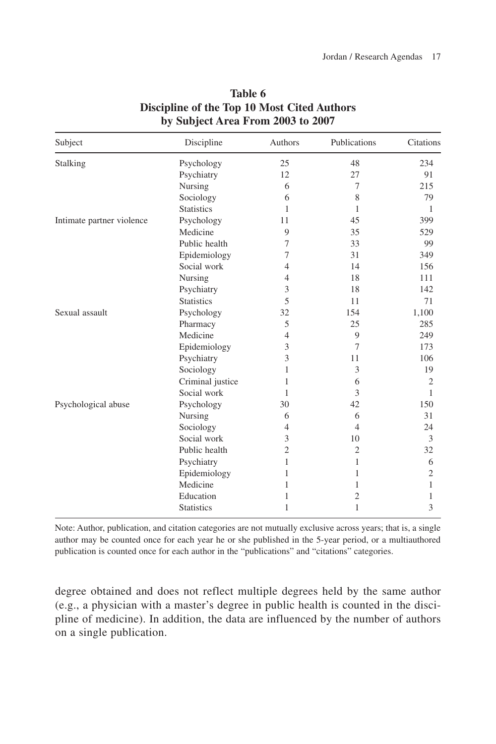**Table 6**
**Discipline of the Top 10 Most Cited Authors by Subject Area From 2003 to 2007**

| Subject | Discipline | Authors | Publications | Citations |
|---|---|---|---|---|
| Stalking | Psychology | 25 | 48 | 234 |
| | Psychiatry | 12 | 27 | 91 |
| | Nursing | 6 | 7 | 215 |
| | Sociology | 6 | 8 | 79 |
| | Statistics | 1 | 1 | 1 |
| Intimate partner violence | Psychology | 11 | 45 | 399 |
| | Medicine | 9 | 35 | 529 |
| | Public health | 7 | 33 | 99 |
| | Epidemiology | 7 | 31 | 349 |
| | Social work | 4 | 14 | 156 |
| | Nursing | 4 | 18 | 111 |
| | Psychiatry | 3 | 18 | 142 |
| | Statistics | 5 | 11 | 71 |
| Sexual assault | Psychology | 32 | 154 | 1,100 |
| | Pharmacy | 5 | 25 | 285 |
| | Medicine | 4 | 9 | 249 |
| | Epidemiology | 3 | 7 | 173 |
| | Psychiatry | 3 | 11 | 106 |
| | Sociology | 1 | 3 | 19 |
| | Criminal justice | 1 | 6 | 2 |
| | Social work | 1 | 3 | 1 |
| Psychological abuse | Psychology | 30 | 42 | 150 |
| | Nursing | 6 | 6 | 31 |
| | Sociology | 4 | 4 | 24 |
| | Social work | 3 | 10 | 3 |
| | Public health | 2 | 2 | 32 |
| | Psychiatry | 1 | 1 | 6 |
| | Epidemiology | 1 | 1 | 2 |
| | Medicine | 1 | 1 | 1 |
| | Education | 1 | 2 | 1 |
| | Statistics | 1 | 1 | 3 |

Note: Author, publication, and citation categories are not mutually exclusive across years; that is, a single author may be counted once for each year he or she published in the 5-year period, or a multiauthored publication is counted once for each author in the "publications" and "citations" categories.

degree obtained and does not reflect multiple degrees held by the same author (e.g., a physician with a master's degree in public health is counted in the discipline of medicine). In addition, the data are influenced by the number of authors on a single publication.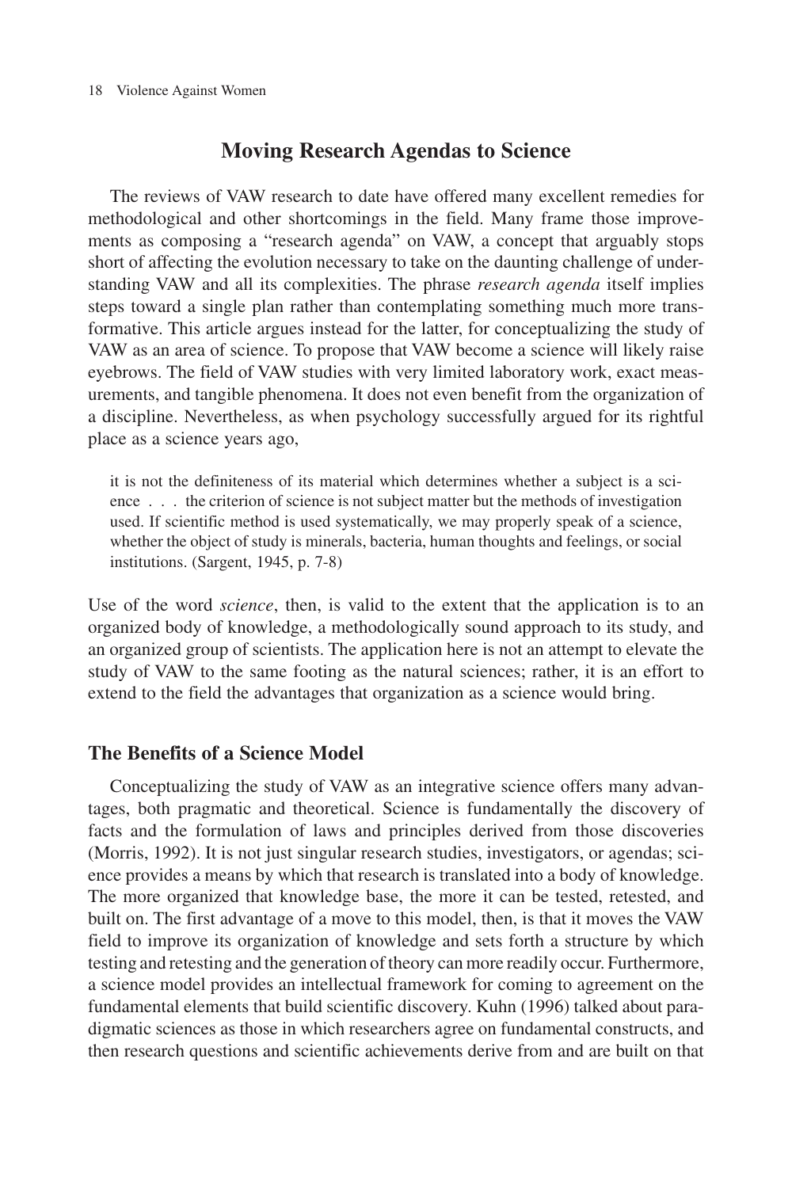## Moving Research Agendas to Science

The reviews of VAW research to date have offered many excellent remedies for methodological and other shortcomings in the field. Many frame those improvements as composing a "research agenda" on VAW, a concept that arguably stops short of affecting the evolution necessary to take on the daunting challenge of understanding VAW and all its complexities. The phrase *research agenda* itself implies steps toward a single plan rather than contemplating something much more transformative. This article argues instead for the latter, for conceptualizing the study of VAW as an area of science. To propose that VAW become a science will likely raise eyebrows. The field of VAW studies with very limited laboratory work, exact measurements, and tangible phenomena. It does not even benefit from the organization of a discipline. Nevertheless, as when psychology successfully argued for its rightful place as a science years ago,

> it is not the definiteness of its material which determines whether a subject is a science . . . the criterion of science is not subject matter but the methods of investigation used. If scientific method is used systematically, we may properly speak of a science, whether the object of study is minerals, bacteria, human thoughts and feelings, or social institutions. (Sargent, 1945, p. 7-8)

Use of the word *science*, then, is valid to the extent that the application is to an organized body of knowledge, a methodologically sound approach to its study, and an organized group of scientists. The application here is not an attempt to elevate the study of VAW to the same footing as the natural sciences; rather, it is an effort to extend to the field the advantages that organization as a science would bring.

### The Benefits of a Science Model

Conceptualizing the study of VAW as an integrative science offers many advantages, both pragmatic and theoretical. Science is fundamentally the discovery of facts and the formulation of laws and principles derived from those discoveries (Morris, 1992). It is not just singular research studies, investigators, or agendas; science provides a means by which that research is translated into a body of knowledge. The more organized that knowledge base, the more it can be tested, retested, and built on. The first advantage of a move to this model, then, is that it moves the VAW field to improve its organization of knowledge and sets forth a structure by which testing and retesting and the generation of theory can more readily occur. Furthermore, a science model provides an intellectual framework for coming to agreement on the fundamental elements that build scientific discovery. Kuhn (1996) talked about paradigmatic sciences as those in which researchers agree on fundamental constructs, and then research questions and scientific achievements derive from and are built on that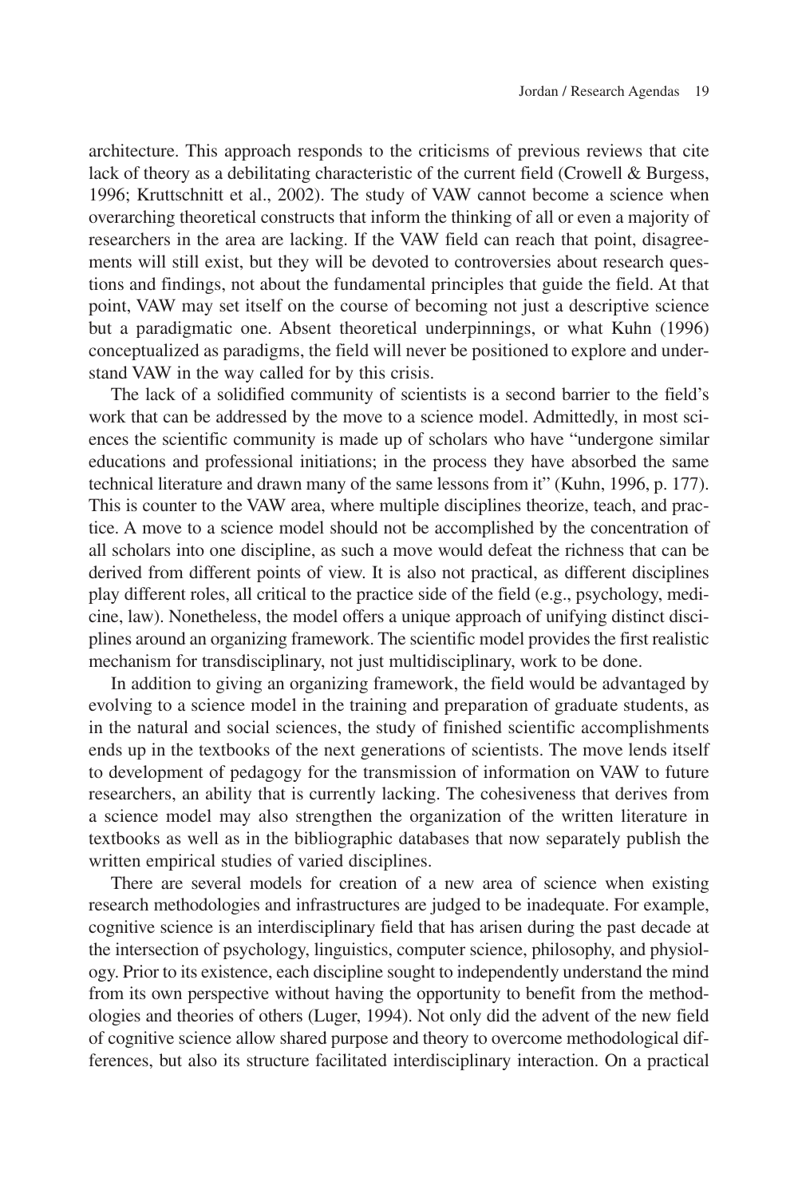architecture. This approach responds to the criticisms of previous reviews that cite lack of theory as a debilitating characteristic of the current field (Crowell & Burgess, 1996; Kruttschnitt et al., 2002). The study of VAW cannot become a science when overarching theoretical constructs that inform the thinking of all or even a majority of researchers in the area are lacking. If the VAW field can reach that point, disagreements will still exist, but they will be devoted to controversies about research questions and findings, not about the fundamental principles that guide the field. At that point, VAW may set itself on the course of becoming not just a descriptive science but a paradigmatic one. Absent theoretical underpinnings, or what Kuhn (1996) conceptualized as paradigms, the field will never be positioned to explore and understand VAW in the way called for by this crisis.

The lack of a solidified community of scientists is a second barrier to the field's work that can be addressed by the move to a science model. Admittedly, in most sciences the scientific community is made up of scholars who have "undergone similar educations and professional initiations; in the process they have absorbed the same technical literature and drawn many of the same lessons from it" (Kuhn, 1996, p. 177). This is counter to the VAW area, where multiple disciplines theorize, teach, and practice. A move to a science model should not be accomplished by the concentration of all scholars into one discipline, as such a move would defeat the richness that can be derived from different points of view. It is also not practical, as different disciplines play different roles, all critical to the practice side of the field (e.g., psychology, medicine, law). Nonetheless, the model offers a unique approach of unifying distinct disciplines around an organizing framework. The scientific model provides the first realistic mechanism for transdisciplinary, not just multidisciplinary, work to be done.

In addition to giving an organizing framework, the field would be advantaged by evolving to a science model in the training and preparation of graduate students, as in the natural and social sciences, the study of finished scientific accomplishments ends up in the textbooks of the next generations of scientists. The move lends itself to development of pedagogy for the transmission of information on VAW to future researchers, an ability that is currently lacking. The cohesiveness that derives from a science model may also strengthen the organization of the written literature in textbooks as well as in the bibliographic databases that now separately publish the written empirical studies of varied disciplines.

There are several models for creation of a new area of science when existing research methodologies and infrastructures are judged to be inadequate. For example, cognitive science is an interdisciplinary field that has arisen during the past decade at the intersection of psychology, linguistics, computer science, philosophy, and physiology. Prior to its existence, each discipline sought to independently understand the mind from its own perspective without having the opportunity to benefit from the methodologies and theories of others (Luger, 1994). Not only did the advent of the new field of cognitive science allow shared purpose and theory to overcome methodological differences, but also its structure facilitated interdisciplinary interaction. On a practical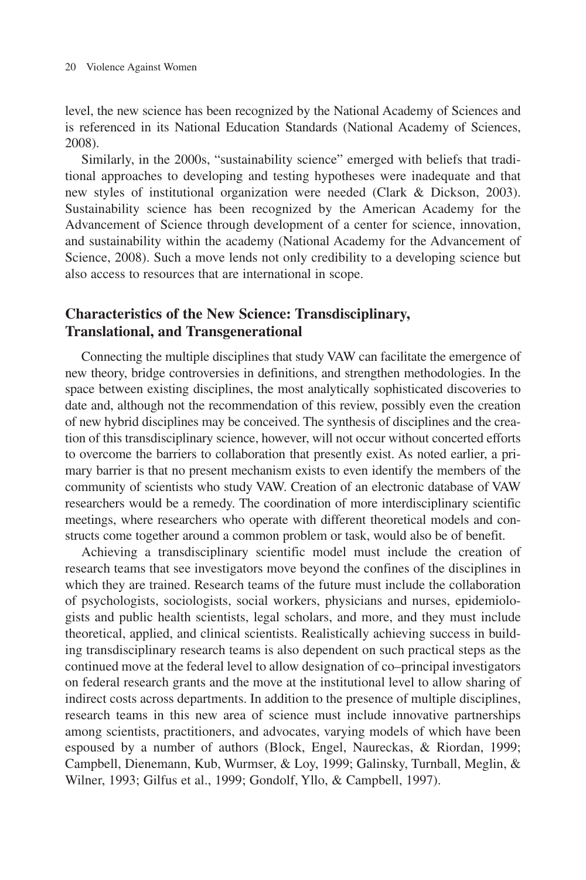level, the new science has been recognized by the National Academy of Sciences and is referenced in its National Education Standards (National Academy of Sciences, 2008).

Similarly, in the 2000s, "sustainability science" emerged with beliefs that traditional approaches to developing and testing hypotheses were inadequate and that new styles of institutional organization were needed (Clark & Dickson, 2003). Sustainability science has been recognized by the American Academy for the Advancement of Science through development of a center for science, innovation, and sustainability within the academy (National Academy for the Advancement of Science, 2008). Such a move lends not only credibility to a developing science but also access to resources that are international in scope.

## Characteristics of the New Science: Transdisciplinary, Translational, and Transgenerational

Connecting the multiple disciplines that study VAW can facilitate the emergence of new theory, bridge controversies in definitions, and strengthen methodologies. In the space between existing disciplines, the most analytically sophisticated discoveries to date and, although not the recommendation of this review, possibly even the creation of new hybrid disciplines may be conceived. The synthesis of disciplines and the creation of this transdisciplinary science, however, will not occur without concerted efforts to overcome the barriers to collaboration that presently exist. As noted earlier, a primary barrier is that no present mechanism exists to even identify the members of the community of scientists who study VAW. Creation of an electronic database of VAW researchers would be a remedy. The coordination of more interdisciplinary scientific meetings, where researchers who operate with different theoretical models and constructs come together around a common problem or task, would also be of benefit.

Achieving a transdisciplinary scientific model must include the creation of research teams that see investigators move beyond the confines of the disciplines in which they are trained. Research teams of the future must include the collaboration of psychologists, sociologists, social workers, physicians and nurses, epidemiologists and public health scientists, legal scholars, and more, and they must include theoretical, applied, and clinical scientists. Realistically achieving success in building transdisciplinary research teams is also dependent on such practical steps as the continued move at the federal level to allow designation of co–principal investigators on federal research grants and the move at the institutional level to allow sharing of indirect costs across departments. In addition to the presence of multiple disciplines, research teams in this new area of science must include innovative partnerships among scientists, practitioners, and advocates, varying models of which have been espoused by a number of authors (Block, Engel, Naureckas, & Riordan, 1999; Campbell, Dienemann, Kub, Wurmser, & Loy, 1999; Galinsky, Turnball, Meglin, & Wilner, 1993; Gilfus et al., 1999; Gondolf, Yllo, & Campbell, 1997).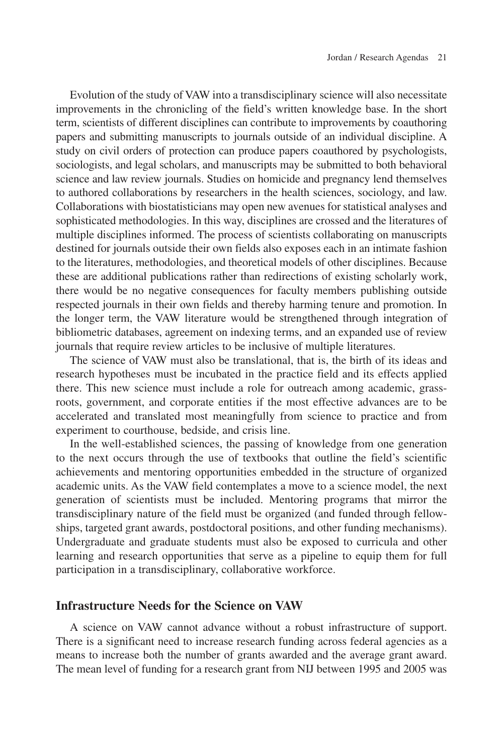Evolution of the study of VAW into a transdisciplinary science will also necessitate improvements in the chronicling of the field's written knowledge base. In the short term, scientists of different disciplines can contribute to improvements by coauthoring papers and submitting manuscripts to journals outside of an individual discipline. A study on civil orders of protection can produce papers coauthored by psychologists, sociologists, and legal scholars, and manuscripts may be submitted to both behavioral science and law review journals. Studies on homicide and pregnancy lend themselves to authored collaborations by researchers in the health sciences, sociology, and law. Collaborations with biostatisticians may open new avenues for statistical analyses and sophisticated methodologies. In this way, disciplines are crossed and the literatures of multiple disciplines informed. The process of scientists collaborating on manuscripts destined for journals outside their own fields also exposes each in an intimate fashion to the literatures, methodologies, and theoretical models of other disciplines. Because these are additional publications rather than redirections of existing scholarly work, there would be no negative consequences for faculty members publishing outside respected journals in their own fields and thereby harming tenure and promotion. In the longer term, the VAW literature would be strengthened through integration of bibliometric databases, agreement on indexing terms, and an expanded use of review journals that require review articles to be inclusive of multiple literatures.

The science of VAW must also be translational, that is, the birth of its ideas and research hypotheses must be incubated in the practice field and its effects applied there. This new science must include a role for outreach among academic, grassroots, government, and corporate entities if the most effective advances are to be accelerated and translated most meaningfully from science to practice and from experiment to courthouse, bedside, and crisis line.

In the well-established sciences, the passing of knowledge from one generation to the next occurs through the use of textbooks that outline the field's scientific achievements and mentoring opportunities embedded in the structure of organized academic units. As the VAW field contemplates a move to a science model, the next generation of scientists must be included. Mentoring programs that mirror the transdisciplinary nature of the field must be organized (and funded through fellowships, targeted grant awards, postdoctoral positions, and other funding mechanisms). Undergraduate and graduate students must also be exposed to curricula and other learning and research opportunities that serve as a pipeline to equip them for full participation in a transdisciplinary, collaborative workforce.

## Infrastructure Needs for the Science on VAW

A science on VAW cannot advance without a robust infrastructure of support. There is a significant need to increase research funding across federal agencies as a means to increase both the number of grants awarded and the average grant award. The mean level of funding for a research grant from NIJ between 1995 and 2005 was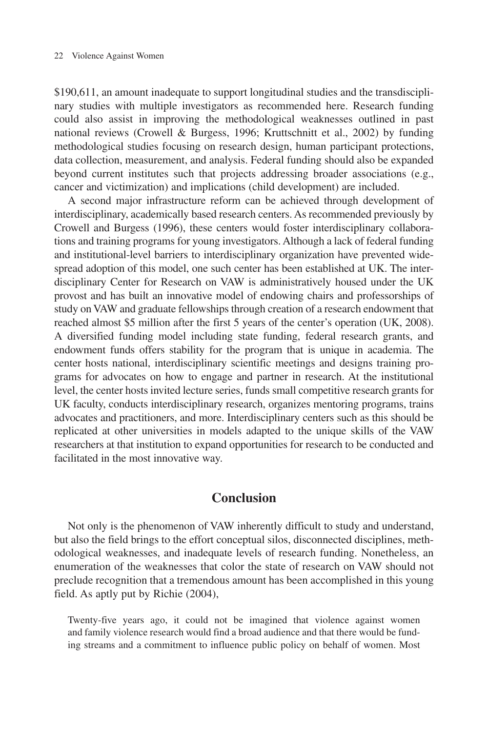$190,611, an amount inadequate to support longitudinal studies and the transdisciplinary studies with multiple investigators as recommended here. Research funding could also assist in improving the methodological weaknesses outlined in past national reviews (Crowell & Burgess, 1996; Kruttschnitt et al., 2002) by funding methodological studies focusing on research design, human participant protections, data collection, measurement, and analysis. Federal funding should also be expanded beyond current institutes such that projects addressing broader associations (e.g., cancer and victimization) and implications (child development) are included.

A second major infrastructure reform can be achieved through development of interdisciplinary, academically based research centers. As recommended previously by Crowell and Burgess (1996), these centers would foster interdisciplinary collaborations and training programs for young investigators. Although a lack of federal funding and institutional-level barriers to interdisciplinary organization have prevented widespread adoption of this model, one such center has been established at UK. The interdisciplinary Center for Research on VAW is administratively housed under the UK provost and has built an innovative model of endowing chairs and professorships of study on VAW and graduate fellowships through creation of a research endowment that reached almost $5 million after the first 5 years of the center's operation (UK, 2008). A diversified funding model including state funding, federal research grants, and endowment funds offers stability for the program that is unique in academia. The center hosts national, interdisciplinary scientific meetings and designs training programs for advocates on how to engage and partner in research. At the institutional level, the center hosts invited lecture series, funds small competitive research grants for UK faculty, conducts interdisciplinary research, organizes mentoring programs, trains advocates and practitioners, and more. Interdisciplinary centers such as this should be replicated at other universities in models adapted to the unique skills of the VAW researchers at that institution to expand opportunities for research to be conducted and facilitated in the most innovative way.

## Conclusion

Not only is the phenomenon of VAW inherently difficult to study and understand, but also the field brings to the effort conceptual silos, disconnected disciplines, methodological weaknesses, and inadequate levels of research funding. Nonetheless, an enumeration of the weaknesses that color the state of research on VAW should not preclude recognition that a tremendous amount has been accomplished in this young field. As aptly put by Richie (2004),

> Twenty-five years ago, it could not be imagined that violence against women and family violence research would find a broad audience and that there would be funding streams and a commitment to influence public policy on behalf of women. Most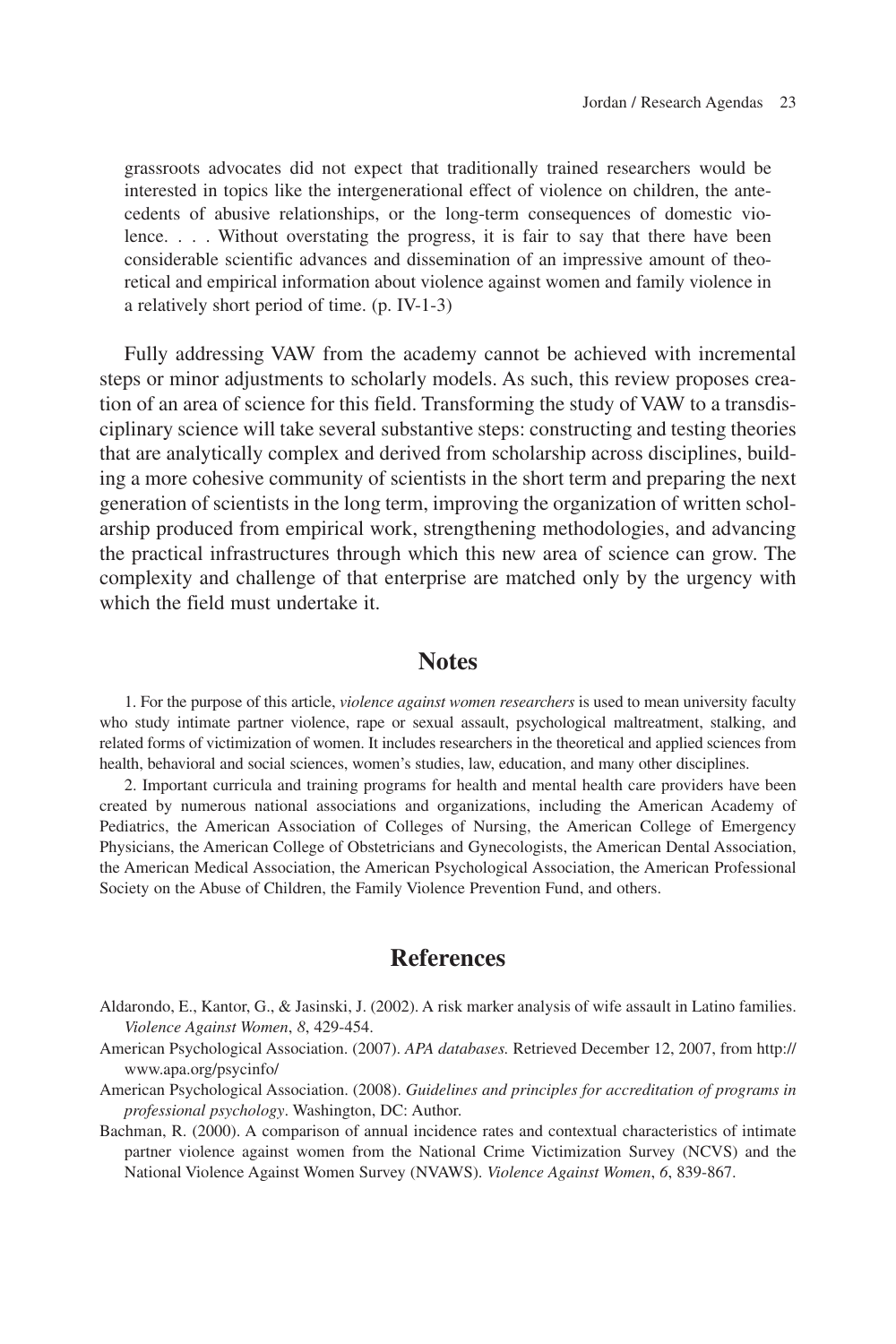> grassroots advocates did not expect that traditionally trained researchers would be interested in topics like the intergenerational effect of violence on children, the antecedents of abusive relationships, or the long-term consequences of domestic violence. . . . Without overstating the progress, it is fair to say that there have been considerable scientific advances and dissemination of an impressive amount of theoretical and empirical information about violence against women and family violence in a relatively short period of time. (p. IV-1-3)

Fully addressing VAW from the academy cannot be achieved with incremental steps or minor adjustments to scholarly models. As such, this review proposes creation of an area of science for this field. Transforming the study of VAW to a transdisciplinary science will take several substantive steps: constructing and testing theories that are analytically complex and derived from scholarship across disciplines, building a more cohesive community of scientists in the short term and preparing the next generation of scientists in the long term, improving the organization of written scholarship produced from empirical work, strengthening methodologies, and advancing the practical infrastructures through which this new area of science can grow. The complexity and challenge of that enterprise are matched only by the urgency with which the field must undertake it.

## Notes

1. For the purpose of this article, *violence against women researchers* is used to mean university faculty who study intimate partner violence, rape or sexual assault, psychological maltreatment, stalking, and related forms of victimization of women. It includes researchers in the theoretical and applied sciences from health, behavioral and social sciences, women's studies, law, education, and many other disciplines.

2. Important curricula and training programs for health and mental health care providers have been created by numerous national associations and organizations, including the American Academy of Pediatrics, the American Association of Colleges of Nursing, the American College of Emergency Physicians, the American College of Obstetricians and Gynecologists, the American Dental Association, the American Medical Association, the American Psychological Association, the American Professional Society on the Abuse of Children, the Family Violence Prevention Fund, and others.

## References

Aldarondo, E., Kantor, G., & Jasinski, J. (2002). A risk marker analysis of wife assault in Latino families. *Violence Against Women*, *8*, 429-454.

American Psychological Association. (2007). *APA databases.* Retrieved December 12, 2007, from http://www.apa.org/psycinfo/

American Psychological Association. (2008). *Guidelines and principles for accreditation of programs in professional psychology*. Washington, DC: Author.

Bachman, R. (2000). A comparison of annual incidence rates and contextual characteristics of intimate partner violence against women from the National Crime Victimization Survey (NCVS) and the National Violence Against Women Survey (NVAWS). *Violence Against Women*, *6*, 839-867.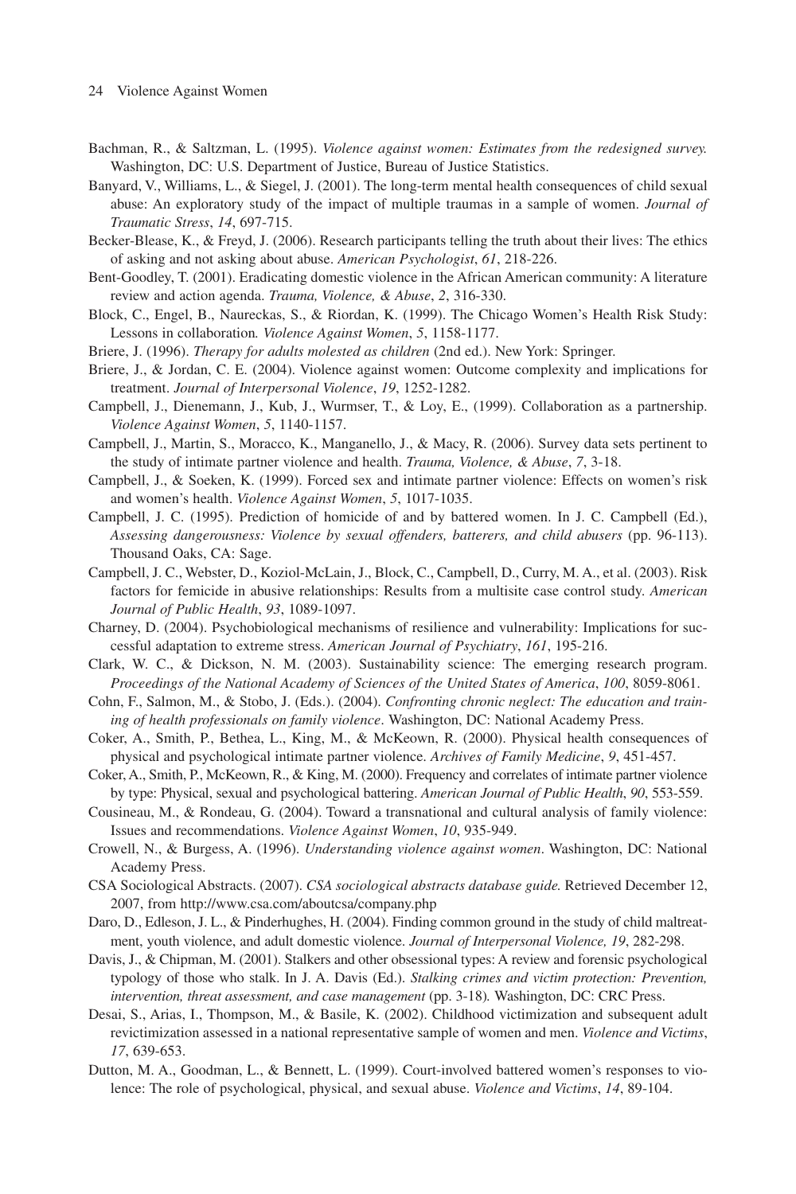Bachman, R., & Saltzman, L. (1995). *Violence against women: Estimates from the redesigned survey.* Washington, DC: U.S. Department of Justice, Bureau of Justice Statistics.

Banyard, V., Williams, L., & Siegel, J. (2001). The long-term mental health consequences of child sexual abuse: An exploratory study of the impact of multiple traumas in a sample of women. *Journal of Traumatic Stress*, *14*, 697-715.

Becker-Blease, K., & Freyd, J. (2006). Research participants telling the truth about their lives: The ethics of asking and not asking about abuse. *American Psychologist*, *61*, 218-226.

Bent-Goodley, T. (2001). Eradicating domestic violence in the African American community: A literature review and action agenda. *Trauma, Violence, & Abuse*, *2*, 316-330.

Block, C., Engel, B., Naureckas, S., & Riordan, K. (1999). The Chicago Women's Health Risk Study: Lessons in collaboration*. Violence Against Women*, *5*, 1158-1177.

Briere, J. (1996). *Therapy for adults molested as children* (2nd ed.). New York: Springer.

Briere, J., & Jordan, C. E. (2004). Violence against women: Outcome complexity and implications for treatment. *Journal of Interpersonal Violence*, *19*, 1252-1282.

Campbell, J., Dienemann, J., Kub, J., Wurmser, T., & Loy, E., (1999). Collaboration as a partnership. *Violence Against Women*, *5*, 1140-1157.

Campbell, J., Martin, S., Moracco, K., Manganello, J., & Macy, R. (2006). Survey data sets pertinent to the study of intimate partner violence and health. *Trauma, Violence, & Abuse*, *7*, 3-18.

Campbell, J., & Soeken, K. (1999). Forced sex and intimate partner violence: Effects on women's risk and women's health. *Violence Against Women*, *5*, 1017-1035.

Campbell, J. C. (1995). Prediction of homicide of and by battered women. In J. C. Campbell (Ed.), *Assessing dangerousness: Violence by sexual offenders, batterers, and child abusers* (pp. 96-113). Thousand Oaks, CA: Sage.

Campbell, J. C., Webster, D., Koziol-McLain, J., Block, C., Campbell, D., Curry, M. A., et al. (2003). Risk factors for femicide in abusive relationships: Results from a multisite case control study. *American Journal of Public Health*, *93*, 1089-1097.

Charney, D. (2004). Psychobiological mechanisms of resilience and vulnerability: Implications for successful adaptation to extreme stress. *American Journal of Psychiatry*, *161*, 195-216.

Clark, W. C., & Dickson, N. M. (2003). Sustainability science: The emerging research program. *Proceedings of the National Academy of Sciences of the United States of America*, *100*, 8059-8061.

Cohn, F., Salmon, M., & Stobo, J. (Eds.). (2004). *Confronting chronic neglect: The education and training of health professionals on family violence*. Washington, DC: National Academy Press.

Coker, A., Smith, P., Bethea, L., King, M., & McKeown, R. (2000). Physical health consequences of physical and psychological intimate partner violence. *Archives of Family Medicine*, *9*, 451-457.

Coker, A., Smith, P., McKeown, R., & King, M. (2000). Frequency and correlates of intimate partner violence by type: Physical, sexual and psychological battering. *American Journal of Public Health*, *90*, 553-559.

Cousineau, M., & Rondeau, G. (2004). Toward a transnational and cultural analysis of family violence: Issues and recommendations. *Violence Against Women*, *10*, 935-949.

Crowell, N., & Burgess, A. (1996). *Understanding violence against women*. Washington, DC: National Academy Press.

CSA Sociological Abstracts. (2007). *CSA sociological abstracts database guide.* Retrieved December 12, 2007, from http://www.csa.com/aboutcsa/company.php

Daro, D., Edleson, J. L., & Pinderhughes, H. (2004). Finding common ground in the study of child maltreatment, youth violence, and adult domestic violence. *Journal of Interpersonal Violence, 19*, 282-298.

Davis, J., & Chipman, M. (2001). Stalkers and other obsessional types: A review and forensic psychological typology of those who stalk. In J. A. Davis (Ed.). *Stalking crimes and victim protection: Prevention, intervention, threat assessment, and case management* (pp. 3-18)*.* Washington, DC: CRC Press.

Desai, S., Arias, I., Thompson, M., & Basile, K. (2002). Childhood victimization and subsequent adult revictimization assessed in a national representative sample of women and men. *Violence and Victims*, *17*, 639-653.

Dutton, M. A., Goodman, L., & Bennett, L. (1999). Court-involved battered women's responses to violence: The role of psychological, physical, and sexual abuse. *Violence and Victims*, *14*, 89-104.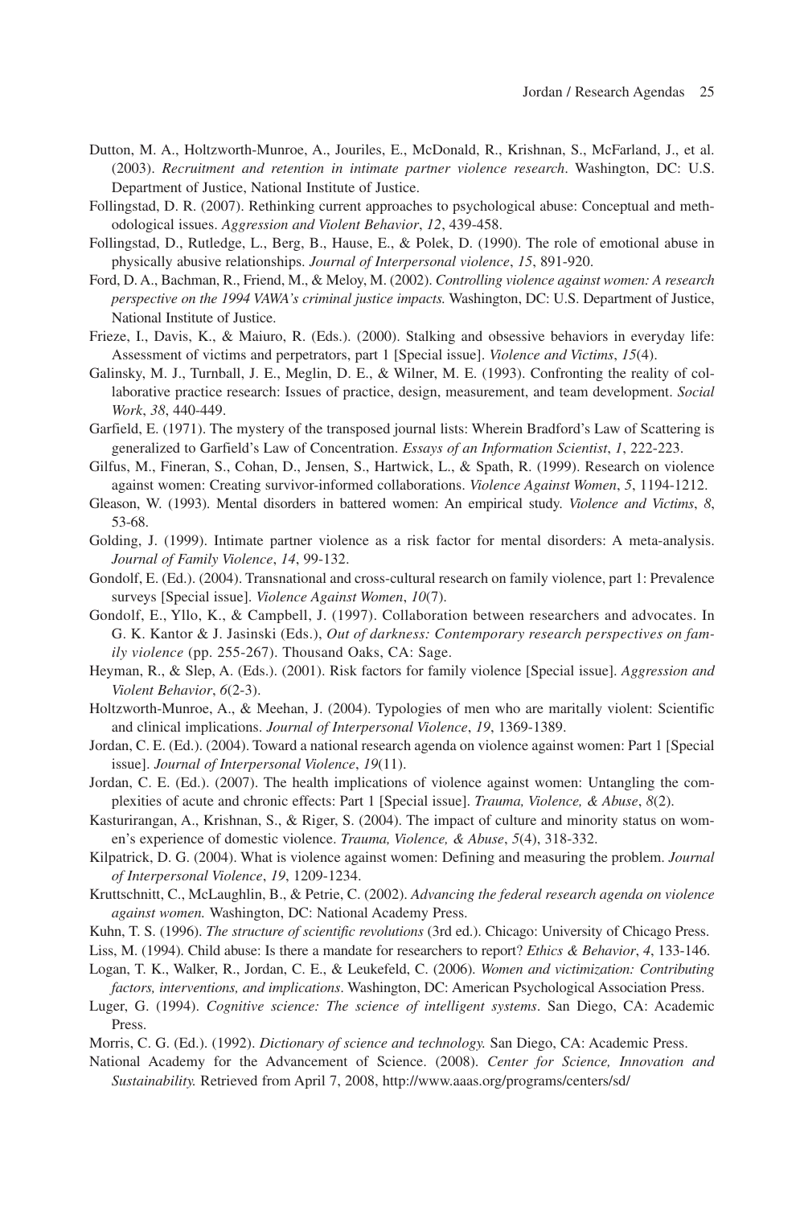Dutton, M. A., Holtzworth-Munroe, A., Jouriles, E., McDonald, R., Krishnan, S., McFarland, J., et al. (2003). *Recruitment and retention in intimate partner violence research*. Washington, DC: U.S. Department of Justice, National Institute of Justice.

Follingstad, D. R. (2007). Rethinking current approaches to psychological abuse: Conceptual and methodological issues. *Aggression and Violent Behavior*, *12*, 439-458.

Follingstad, D., Rutledge, L., Berg, B., Hause, E., & Polek, D. (1990). The role of emotional abuse in physically abusive relationships. *Journal of Interpersonal violence*, *15*, 891-920.

Ford, D. A., Bachman, R., Friend, M., & Meloy, M. (2002). *Controlling violence against women: A research perspective on the 1994 VAWA's criminal justice impacts.* Washington, DC: U.S. Department of Justice, National Institute of Justice.

Frieze, I., Davis, K., & Maiuro, R. (Eds.). (2000). Stalking and obsessive behaviors in everyday life: Assessment of victims and perpetrators, part 1 [Special issue]. *Violence and Victims*, *15*(4).

Galinsky, M. J., Turnball, J. E., Meglin, D. E., & Wilner, M. E. (1993). Confronting the reality of collaborative practice research: Issues of practice, design, measurement, and team development. *Social Work*, *38*, 440-449.

Garfield, E. (1971). The mystery of the transposed journal lists: Wherein Bradford's Law of Scattering is generalized to Garfield's Law of Concentration. *Essays of an Information Scientist*, *1*, 222-223.

Gilfus, M., Fineran, S., Cohan, D., Jensen, S., Hartwick, L., & Spath, R. (1999). Research on violence against women: Creating survivor-informed collaborations. *Violence Against Women*, *5*, 1194-1212.

Gleason, W. (1993). Mental disorders in battered women: An empirical study. *Violence and Victims*, *8*, 53-68.

Golding, J. (1999). Intimate partner violence as a risk factor for mental disorders: A meta-analysis. *Journal of Family Violence*, *14*, 99-132.

Gondolf, E. (Ed.). (2004). Transnational and cross-cultural research on family violence, part 1: Prevalence surveys [Special issue]. *Violence Against Women*, *10*(7).

Gondolf, E., Yllo, K., & Campbell, J. (1997). Collaboration between researchers and advocates. In G. K. Kantor & J. Jasinski (Eds.), *Out of darkness: Contemporary research perspectives on family violence* (pp. 255-267). Thousand Oaks, CA: Sage.

Heyman, R., & Slep, A. (Eds.). (2001). Risk factors for family violence [Special issue]. *Aggression and Violent Behavior*, *6*(2-3).

Holtzworth-Munroe, A., & Meehan, J. (2004). Typologies of men who are maritally violent: Scientific and clinical implications. *Journal of Interpersonal Violence*, *19*, 1369-1389.

Jordan, C. E. (Ed.). (2004). Toward a national research agenda on violence against women: Part 1 [Special issue]. *Journal of Interpersonal Violence*, *19*(11).

Jordan, C. E. (Ed.). (2007). The health implications of violence against women: Untangling the complexities of acute and chronic effects: Part 1 [Special issue]. *Trauma, Violence, & Abuse*, *8*(2).

Kasturirangan, A., Krishnan, S., & Riger, S. (2004). The impact of culture and minority status on women's experience of domestic violence. *Trauma, Violence, & Abuse*, *5*(4), 318-332.

Kilpatrick, D. G. (2004). What is violence against women: Defining and measuring the problem. *Journal of Interpersonal Violence*, *19*, 1209-1234.

Kruttschnitt, C., McLaughlin, B., & Petrie, C. (2002). *Advancing the federal research agenda on violence against women.* Washington, DC: National Academy Press.

Kuhn, T. S. (1996). *The structure of scientific revolutions* (3rd ed.). Chicago: University of Chicago Press.

Liss, M. (1994). Child abuse: Is there a mandate for researchers to report? *Ethics & Behavior*, *4*, 133-146.

Logan, T. K., Walker, R., Jordan, C. E., & Leukefeld, C. (2006). *Women and victimization: Contributing factors, interventions, and implications*. Washington, DC: American Psychological Association Press.

Luger, G. (1994). *Cognitive science: The science of intelligent systems*. San Diego, CA: Academic Press.

Morris, C. G. (Ed.). (1992). *Dictionary of science and technology.* San Diego, CA: Academic Press.

National Academy for the Advancement of Science. (2008). *Center for Science, Innovation and Sustainability.* Retrieved from April 7, 2008, http://www.aaas.org/programs/centers/sd/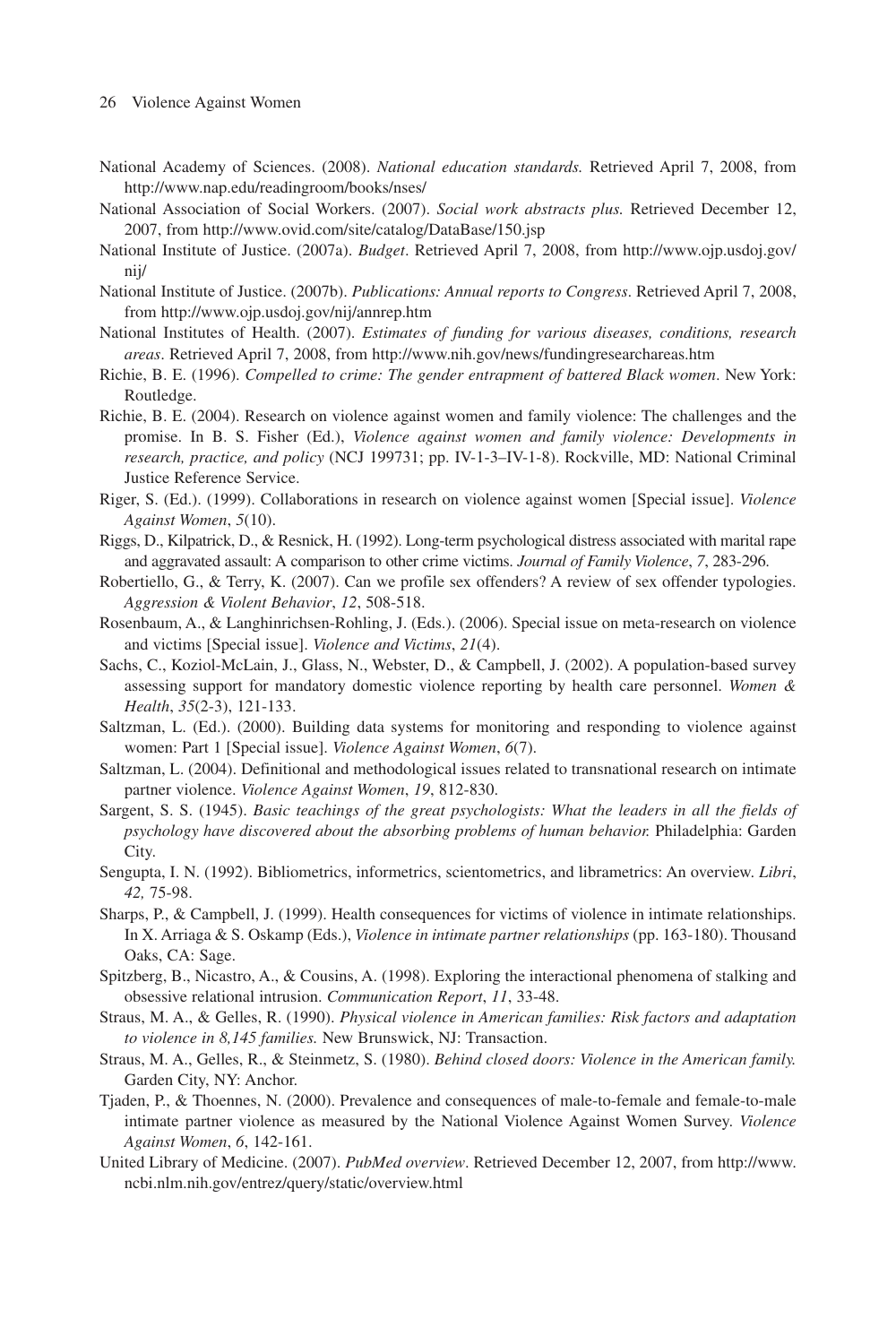National Academy of Sciences. (2008). *National education standards.* Retrieved April 7, 2008, from http://www.nap.edu/readingroom/books/nses/

National Association of Social Workers. (2007). *Social work abstracts plus.* Retrieved December 12, 2007, from http://www.ovid.com/site/catalog/DataBase/150.jsp

National Institute of Justice. (2007a). *Budget*. Retrieved April 7, 2008, from http://www.ojp.usdoj.gov/nij/

National Institute of Justice. (2007b). *Publications: Annual reports to Congress*. Retrieved April 7, 2008, from http://www.ojp.usdoj.gov/nij/annrep.htm

National Institutes of Health. (2007). *Estimates of funding for various diseases, conditions, research areas*. Retrieved April 7, 2008, from http://www.nih.gov/news/fundingresearchareas.htm

Richie, B. E. (1996). *Compelled to crime: The gender entrapment of battered Black women*. New York: Routledge.

Richie, B. E. (2004). Research on violence against women and family violence: The challenges and the promise. In B. S. Fisher (Ed.), *Violence against women and family violence: Developments in research, practice, and policy* (NCJ 199731; pp. IV-1-3–IV-1-8). Rockville, MD: National Criminal Justice Reference Service.

Riger, S. (Ed.). (1999). Collaborations in research on violence against women [Special issue]. *Violence Against Women*, *5*(10).

Riggs, D., Kilpatrick, D., & Resnick, H. (1992). Long-term psychological distress associated with marital rape and aggravated assault: A comparison to other crime victims. *Journal of Family Violence*, *7*, 283-296.

Robertiello, G., & Terry, K. (2007). Can we profile sex offenders? A review of sex offender typologies. *Aggression & Violent Behavior*, *12*, 508-518.

Rosenbaum, A., & Langhinrichsen-Rohling, J. (Eds.). (2006). Special issue on meta-research on violence and victims [Special issue]. *Violence and Victims*, *21*(4).

Sachs, C., Koziol-McLain, J., Glass, N., Webster, D., & Campbell, J. (2002). A population-based survey assessing support for mandatory domestic violence reporting by health care personnel. *Women & Health*, *35*(2-3), 121-133.

Saltzman, L. (Ed.). (2000). Building data systems for monitoring and responding to violence against women: Part 1 [Special issue]. *Violence Against Women*, *6*(7).

Saltzman, L. (2004). Definitional and methodological issues related to transnational research on intimate partner violence. *Violence Against Women*, *19*, 812-830.

Sargent, S. S. (1945). *Basic teachings of the great psychologists: What the leaders in all the fields of psychology have discovered about the absorbing problems of human behavior.* Philadelphia: Garden City.

Sengupta, I. N. (1992). Bibliometrics, informetrics, scientometrics, and librametrics: An overview. *Libri*, *42,* 75-98.

Sharps, P., & Campbell, J. (1999). Health consequences for victims of violence in intimate relationships. In X. Arriaga & S. Oskamp (Eds.), *Violence in intimate partner relationships* (pp. 163-180). Thousand Oaks, CA: Sage.

Spitzberg, B., Nicastro, A., & Cousins, A. (1998). Exploring the interactional phenomena of stalking and obsessive relational intrusion. *Communication Report*, *11*, 33-48.

Straus, M. A., & Gelles, R. (1990). *Physical violence in American families: Risk factors and adaptation to violence in 8,145 families.* New Brunswick, NJ: Transaction.

Straus, M. A., Gelles, R., & Steinmetz, S. (1980). *Behind closed doors: Violence in the American family.* Garden City, NY: Anchor.

Tjaden, P., & Thoennes, N. (2000). Prevalence and consequences of male-to-female and female-to-male intimate partner violence as measured by the National Violence Against Women Survey. *Violence Against Women*, *6*, 142-161.

United Library of Medicine. (2007). *PubMed overview*. Retrieved December 12, 2007, from http://www.ncbi.nlm.nih.gov/entrez/query/static/overview.html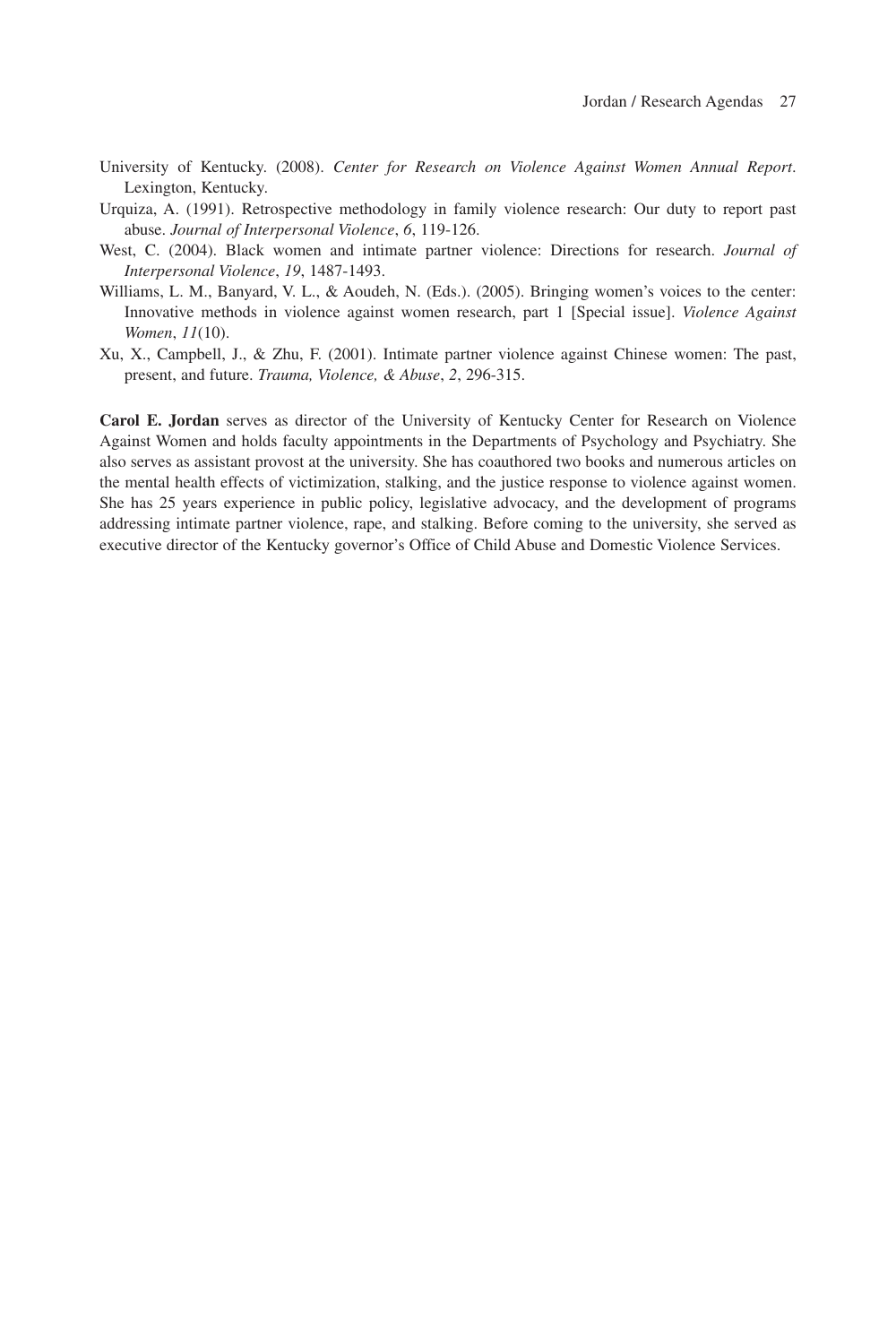University of Kentucky. (2008). *Center for Research on Violence Against Women Annual Report*. Lexington, Kentucky.

Urquiza, A. (1991). Retrospective methodology in family violence research: Our duty to report past abuse. *Journal of Interpersonal Violence*, *6*, 119-126.

West, C. (2004). Black women and intimate partner violence: Directions for research. *Journal of Interpersonal Violence*, *19*, 1487-1493.

Williams, L. M., Banyard, V. L., & Aoudeh, N. (Eds.). (2005). Bringing women's voices to the center: Innovative methods in violence against women research, part 1 [Special issue]. *Violence Against Women*, *11*(10).

Xu, X., Campbell, J., & Zhu, F. (2001). Intimate partner violence against Chinese women: The past, present, and future. *Trauma, Violence, & Abuse*, *2*, 296-315.

**Carol E. Jordan** serves as director of the University of Kentucky Center for Research on Violence Against Women and holds faculty appointments in the Departments of Psychology and Psychiatry. She also serves as assistant provost at the university. She has coauthored two books and numerous articles on the mental health effects of victimization, stalking, and the justice response to violence against women. She has 25 years experience in public policy, legislative advocacy, and the development of programs addressing intimate partner violence, rape, and stalking. Before coming to the university, she served as executive director of the Kentucky governor's Office of Child Abuse and Domestic Violence Services.